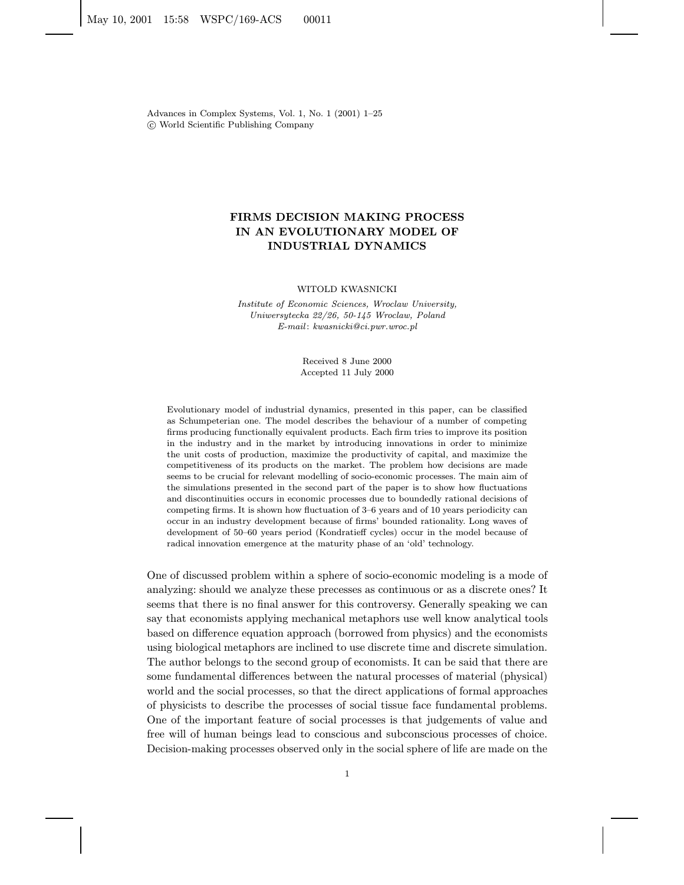# FIRMS DECISION MAKING PROCESS IN AN EVOLUTIONARY MODEL OF INDUSTRIAL DYNAMICS

WITOLD KWASNICKI

*Institute of Economic Sciences, Wroclaw University,*
*Uniwersytecka 22/26, 50-145 Wroclaw, Poland*
*E-mail*: *kwasnicki@ci.pwr.wroc.pl*

Received 8 June 2000
Accepted 11 July 2000

Evolutionary model of industrial dynamics, presented in this paper, can be classified as Schumpeterian one. The model describes the behaviour of a number of competing firms producing functionally equivalent products. Each firm tries to improve its position in the industry and in the market by introducing innovations in order to minimize the unit costs of production, maximize the productivity of capital, and maximize the competitiveness of its products on the market. The problem how decisions are made seems to be crucial for relevant modelling of socio-economic processes. The main aim of the simulations presented in the second part of the paper is to show how fluctuations and discontinuities occurs in economic processes due to boundedly rational decisions of competing firms. It is shown how fluctuation of 3–6 years and of 10 years periodicity can occur in an industry development because of firms' bounded rationality. Long waves of development of 50–60 years period (Kondratieff cycles) occur in the model because of radical innovation emergence at the maturity phase of an 'old' technology.

One of discussed problem within a sphere of socio-economic modeling is a mode of analyzing: should we analyze these precesses as continuous or as a discrete ones? It seems that there is no final answer for this controversy. Generally speaking we can say that economists applying mechanical metaphors use well know analytical tools based on difference equation approach (borrowed from physics) and the economists using biological metaphors are inclined to use discrete time and discrete simulation. The author belongs to the second group of economists. It can be said that there are some fundamental differences between the natural processes of material (physical) world and the social processes, so that the direct applications of formal approaches of physicists to describe the processes of social tissue face fundamental problems. One of the important feature of social processes is that judgements of value and free will of human beings lead to conscious and subconscious processes of choice. Decision-making processes observed only in the social sphere of life are made on the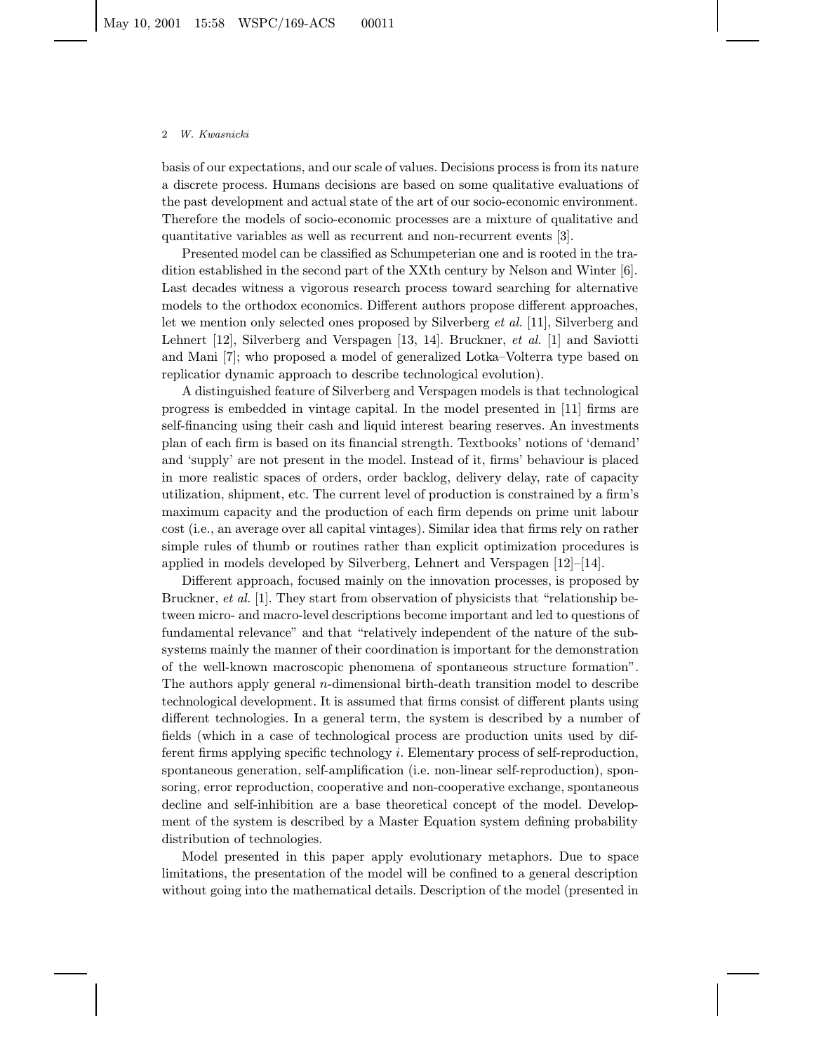basis of our expectations, and our scale of values. Decisions process is from its nature a discrete process. Humans decisions are based on some qualitative evaluations of the past development and actual state of the art of our socio-economic environment. Therefore the models of socio-economic processes are a mixture of qualitative and quantitative variables as well as recurrent and non-recurrent events [3].

Presented model can be classified as Schumpeterian one and is rooted in the tradition established in the second part of the XXth century by Nelson and Winter [6]. Last decades witness a vigorous research process toward searching for alternative models to the orthodox economics. Different authors propose different approaches, let we mention only selected ones proposed by Silverberg *et al.* [11], Silverberg and Lehnert [12], Silverberg and Verspagen [13, 14]. Bruckner, *et al.* [1] and Saviotti and Mani [7]; who proposed a model of generalized Lotka–Volterra type based on replicatior dynamic approach to describe technological evolution).

A distinguished feature of Silverberg and Verspagen models is that technological progress is embedded in vintage capital. In the model presented in [11] firms are self-financing using their cash and liquid interest bearing reserves. An investments plan of each firm is based on its financial strength. Textbooks' notions of 'demand' and 'supply' are not present in the model. Instead of it, firms' behaviour is placed in more realistic spaces of orders, order backlog, delivery delay, rate of capacity utilization, shipment, etc. The current level of production is constrained by a firm's maximum capacity and the production of each firm depends on prime unit labour cost (i.e., an average over all capital vintages). Similar idea that firms rely on rather simple rules of thumb or routines rather than explicit optimization procedures is applied in models developed by Silverberg, Lehnert and Verspagen [12]–[14].

Different approach, focused mainly on the innovation processes, is proposed by Bruckner, *et al.* [1]. They start from observation of physicists that "relationship between micro- and macro-level descriptions become important and led to questions of fundamental relevance" and that "relatively independent of the nature of the subsystems mainly the manner of their coordination is important for the demonstration of the well-known macroscopic phenomena of spontaneous structure formation". The authors apply general $n$-dimensional birth-death transition model to describe technological development. It is assumed that firms consist of different plants using different technologies. In a general term, the system is described by a number of fields (which in a case of technological process are production units used by different firms applying specific technology $i$. Elementary process of self-reproduction, spontaneous generation, self-amplification (i.e. non-linear self-reproduction), sponsoring, error reproduction, cooperative and non-cooperative exchange, spontaneous decline and self-inhibition are a base theoretical concept of the model. Development of the system is described by a Master Equation system defining probability distribution of technologies.

Model presented in this paper apply evolutionary metaphors. Due to space limitations, the presentation of the model will be confined to a general description without going into the mathematical details. Description of the model (presented in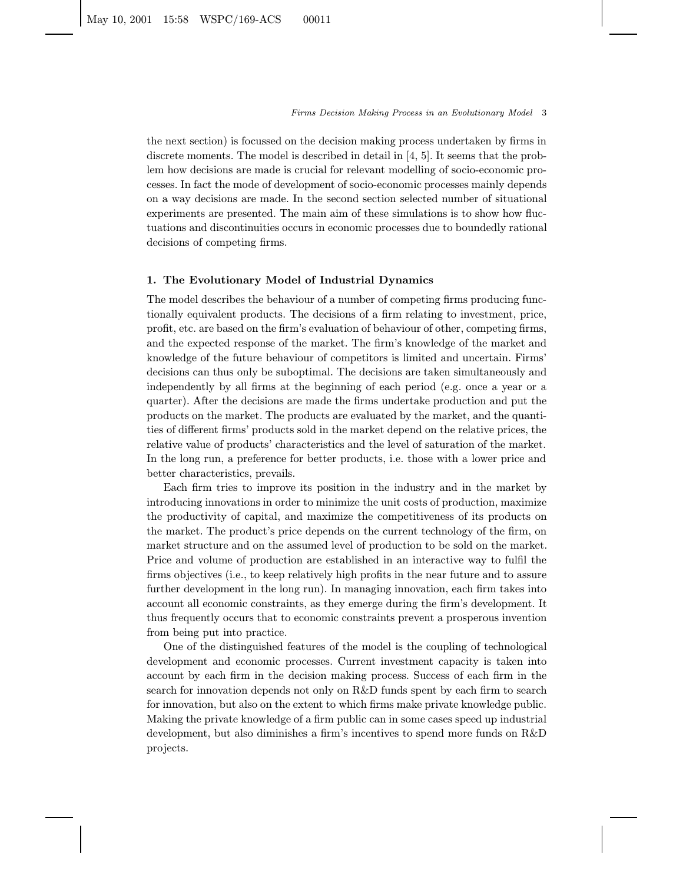the next section) is focussed on the decision making process undertaken by firms in discrete moments. The model is described in detail in [4, 5]. It seems that the problem how decisions are made is crucial for relevant modelling of socio-economic processes. In fact the mode of development of socio-economic processes mainly depends on a way decisions are made. In the second section selected number of situational experiments are presented. The main aim of these simulations is to show how fluctuations and discontinuities occurs in economic processes due to boundedly rational decisions of competing firms.

## 1. The Evolutionary Model of Industrial Dynamics

The model describes the behaviour of a number of competing firms producing functionally equivalent products. The decisions of a firm relating to investment, price, profit, etc. are based on the firm's evaluation of behaviour of other, competing firms, and the expected response of the market. The firm's knowledge of the market and knowledge of the future behaviour of competitors is limited and uncertain. Firms' decisions can thus only be suboptimal. The decisions are taken simultaneously and independently by all firms at the beginning of each period (e.g. once a year or a quarter). After the decisions are made the firms undertake production and put the products on the market. The products are evaluated by the market, and the quantities of different firms' products sold in the market depend on the relative prices, the relative value of products' characteristics and the level of saturation of the market. In the long run, a preference for better products, i.e. those with a lower price and better characteristics, prevails.

Each firm tries to improve its position in the industry and in the market by introducing innovations in order to minimize the unit costs of production, maximize the productivity of capital, and maximize the competitiveness of its products on the market. The product's price depends on the current technology of the firm, on market structure and on the assumed level of production to be sold on the market. Price and volume of production are established in an interactive way to fulfil the firms objectives (i.e., to keep relatively high profits in the near future and to assure further development in the long run). In managing innovation, each firm takes into account all economic constraints, as they emerge during the firm's development. It thus frequently occurs that to economic constraints prevent a prosperous invention from being put into practice.

One of the distinguished features of the model is the coupling of technological development and economic processes. Current investment capacity is taken into account by each firm in the decision making process. Success of each firm in the search for innovation depends not only on R&D funds spent by each firm to search for innovation, but also on the extent to which firms make private knowledge public. Making the private knowledge of a firm public can in some cases speed up industrial development, but also diminishes a firm's incentives to spend more funds on R&D projects.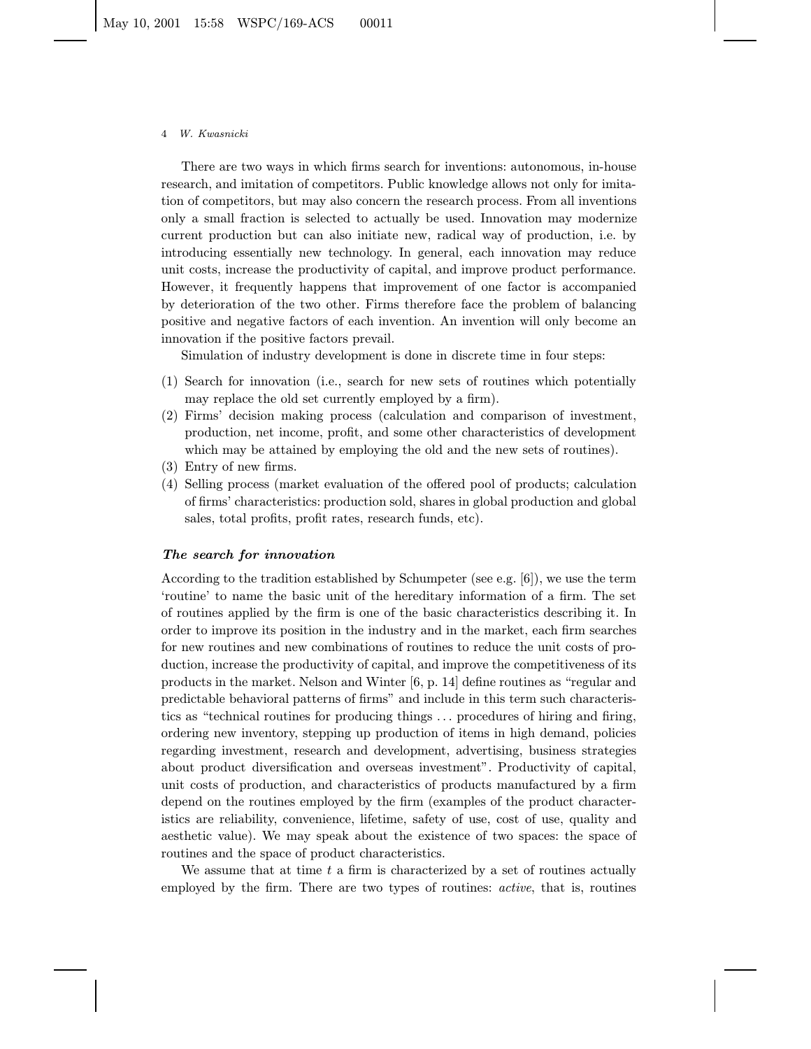There are two ways in which firms search for inventions: autonomous, in-house research, and imitation of competitors. Public knowledge allows not only for imitation of competitors, but may also concern the research process. From all inventions only a small fraction is selected to actually be used. Innovation may modernize current production but can also initiate new, radical way of production, i.e. by introducing essentially new technology. In general, each innovation may reduce unit costs, increase the productivity of capital, and improve product performance. However, it frequently happens that improvement of one factor is accompanied by deterioration of the two other. Firms therefore face the problem of balancing positive and negative factors of each invention. An invention will only become an innovation if the positive factors prevail.

Simulation of industry development is done in discrete time in four steps:

(1) Search for innovation (i.e., search for new sets of routines which potentially may replace the old set currently employed by a firm).
(2) Firms' decision making process (calculation and comparison of investment, production, net income, profit, and some other characteristics of development which may be attained by employing the old and the new sets of routines).
(3) Entry of new firms.
(4) Selling process (market evaluation of the offered pool of products; calculation of firms' characteristics: production sold, shares in global production and global sales, total profits, profit rates, research funds, etc).

### *The search for innovation*

According to the tradition established by Schumpeter (see e.g. [6]), we use the term 'routine' to name the basic unit of the hereditary information of a firm. The set of routines applied by the firm is one of the basic characteristics describing it. In order to improve its position in the industry and in the market, each firm searches for new routines and new combinations of routines to reduce the unit costs of production, increase the productivity of capital, and improve the competitiveness of its products in the market. Nelson and Winter [6, p. 14] define routines as "regular and predictable behavioral patterns of firms" and include in this term such characteristics as "technical routines for producing things ... procedures of hiring and firing, ordering new inventory, stepping up production of items in high demand, policies regarding investment, research and development, advertising, business strategies about product diversification and overseas investment". Productivity of capital, unit costs of production, and characteristics of products manufactured by a firm depend on the routines employed by the firm (examples of the product characteristics are reliability, convenience, lifetime, safety of use, cost of use, quality and aesthetic value). We may speak about the existence of two spaces: the space of routines and the space of product characteristics.

We assume that at time $t$ a firm is characterized by a set of routines actually employed by the firm. There are two types of routines: *active*, that is, routines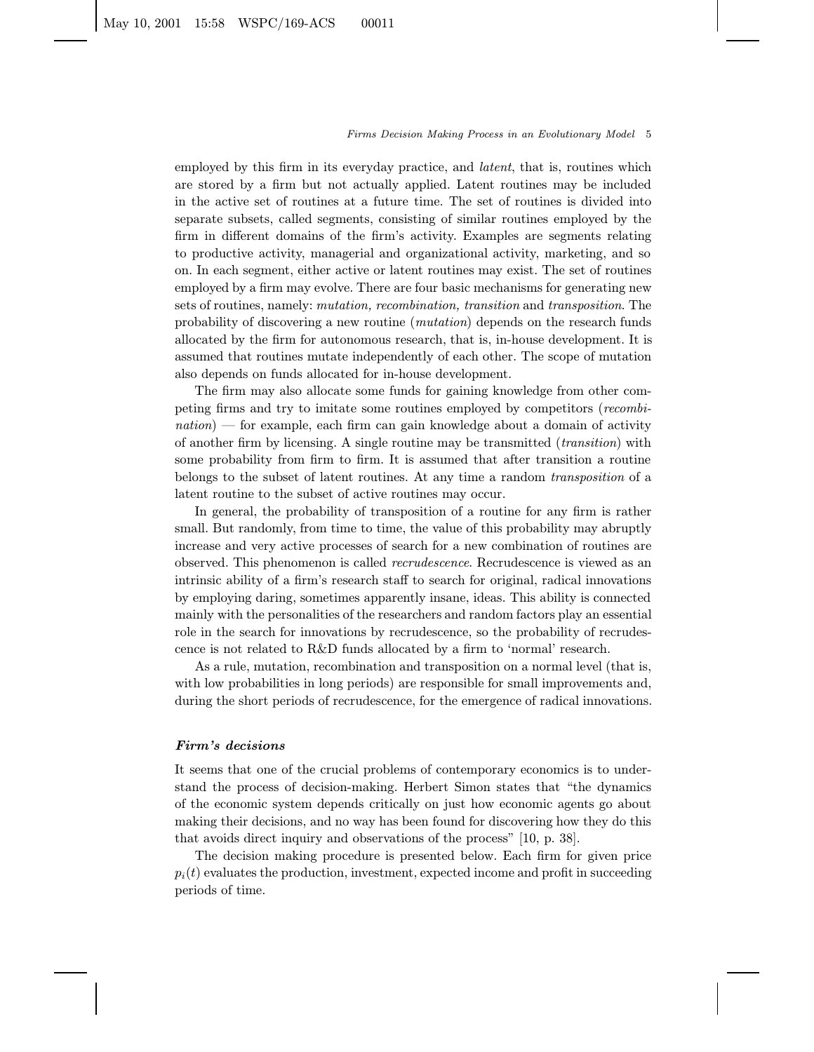employed by this firm in its everyday practice, and *latent*, that is, routines which are stored by a firm but not actually applied. Latent routines may be included in the active set of routines at a future time. The set of routines is divided into separate subsets, called segments, consisting of similar routines employed by the firm in different domains of the firm's activity. Examples are segments relating to productive activity, managerial and organizational activity, marketing, and so on. In each segment, either active or latent routines may exist. The set of routines employed by a firm may evolve. There are four basic mechanisms for generating new sets of routines, namely: *mutation, recombination, transition* and *transposition*. The probability of discovering a new routine (*mutation*) depends on the research funds allocated by the firm for autonomous research, that is, in-house development. It is assumed that routines mutate independently of each other. The scope of mutation also depends on funds allocated for in-house development.

The firm may also allocate some funds for gaining knowledge from other competing firms and try to imitate some routines employed by competitors (*recombination*) — for example, each firm can gain knowledge about a domain of activity of another firm by licensing. A single routine may be transmitted (*transition*) with some probability from firm to firm. It is assumed that after transition a routine belongs to the subset of latent routines. At any time a random *transposition* of a latent routine to the subset of active routines may occur.

In general, the probability of transposition of a routine for any firm is rather small. But randomly, from time to time, the value of this probability may abruptly increase and very active processes of search for a new combination of routines are observed. This phenomenon is called *recrudescence*. Recrudescence is viewed as an intrinsic ability of a firm's research staff to search for original, radical innovations by employing daring, sometimes apparently insane, ideas. This ability is connected mainly with the personalities of the researchers and random factors play an essential role in the search for innovations by recrudescence, so the probability of recrudescence is not related to R&D funds allocated by a firm to 'normal' research.

As a rule, mutation, recombination and transposition on a normal level (that is, with low probabilities in long periods) are responsible for small improvements and, during the short periods of recrudescence, for the emergence of radical innovations.

### *Firm's decisions*

It seems that one of the crucial problems of contemporary economics is to understand the process of decision-making. Herbert Simon states that "the dynamics of the economic system depends critically on just how economic agents go about making their decisions, and no way has been found for discovering how they do this that avoids direct inquiry and observations of the process" [10, p. 38].

The decision making procedure is presented below. Each firm for given price $p_i(t)$ evaluates the production, investment, expected income and profit in succeeding periods of time.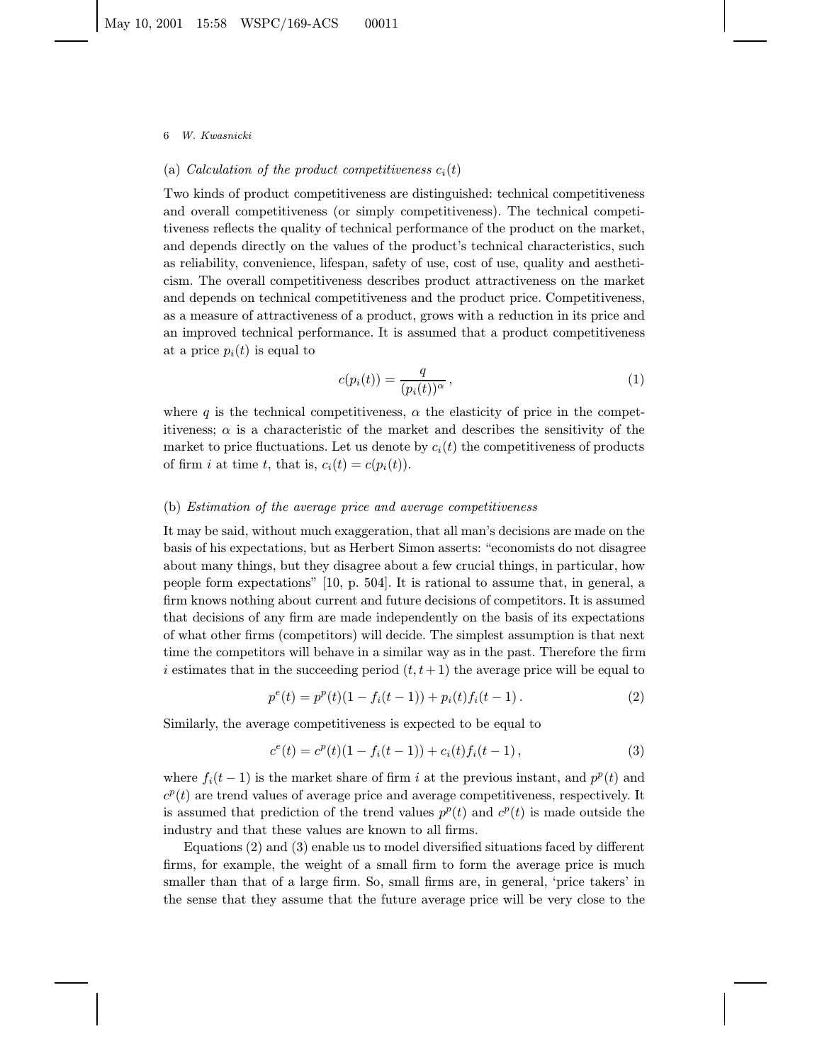(a) *Calculation of the product competitiveness $c_i(t)$*

Two kinds of product competitiveness are distinguished: technical competitiveness and overall competitiveness (or simply competitiveness). The technical competitiveness reflects the quality of technical performance of the product on the market, and depends directly on the values of the product's technical characteristics, such as reliability, convenience, lifespan, safety of use, cost of use, quality and aestheticism. The overall competitiveness describes product attractiveness on the market and depends on technical competitiveness and the product price. Competitiveness, as a measure of attractiveness of a product, grows with a reduction in its price and an improved technical performance. It is assumed that a product competitiveness at a price $p_i(t)$ is equal to

$$c(p_i(t)) = \frac{q}{(p_i(t))^\alpha}\,, \tag{1}$$

where $q$ is the technical competitiveness, $\alpha$ the elasticity of price in the competitiveness; $\alpha$ is a characteristic of the market and describes the sensitivity of the market to price fluctuations. Let us denote by $c_i(t)$ the competitiveness of products of firm $i$ at time $t$, that is, $c_i(t) = c(p_i(t))$.

(b) *Estimation of the average price and average competitiveness*

It may be said, without much exaggeration, that all man's decisions are made on the basis of his expectations, but as Herbert Simon asserts: "economists do not disagree about many things, but they disagree about a few crucial things, in particular, how people form expectations" [10, p. 504]. It is rational to assume that, in general, a firm knows nothing about current and future decisions of competitors. It is assumed that decisions of any firm are made independently on the basis of its expectations of what other firms (competitors) will decide. The simplest assumption is that next time the competitors will behave in a similar way as in the past. Therefore the firm $i$ estimates that in the succeeding period $(t, t+1)$ the average price will be equal to

$$p^e(t) = p^p(t)(1 - f_i(t-1)) + p_i(t)f_i(t-1)\,. \tag{2}$$

Similarly, the average competitiveness is expected to be equal to

$$c^e(t) = c^p(t)(1 - f_i(t-1)) + c_i(t)f_i(t-1)\,, \tag{3}$$

where $f_i(t-1)$ is the market share of firm $i$ at the previous instant, and $p^p(t)$ and $c^p(t)$ are trend values of average price and average competitiveness, respectively. It is assumed that prediction of the trend values $p^p(t)$ and $c^p(t)$ is made outside the industry and that these values are known to all firms.

Equations (2) and (3) enable us to model diversified situations faced by different firms, for example, the weight of a small firm to form the average price is much smaller than that of a large firm. So, small firms are, in general, 'price takers' in the sense that they assume that the future average price will be very close to the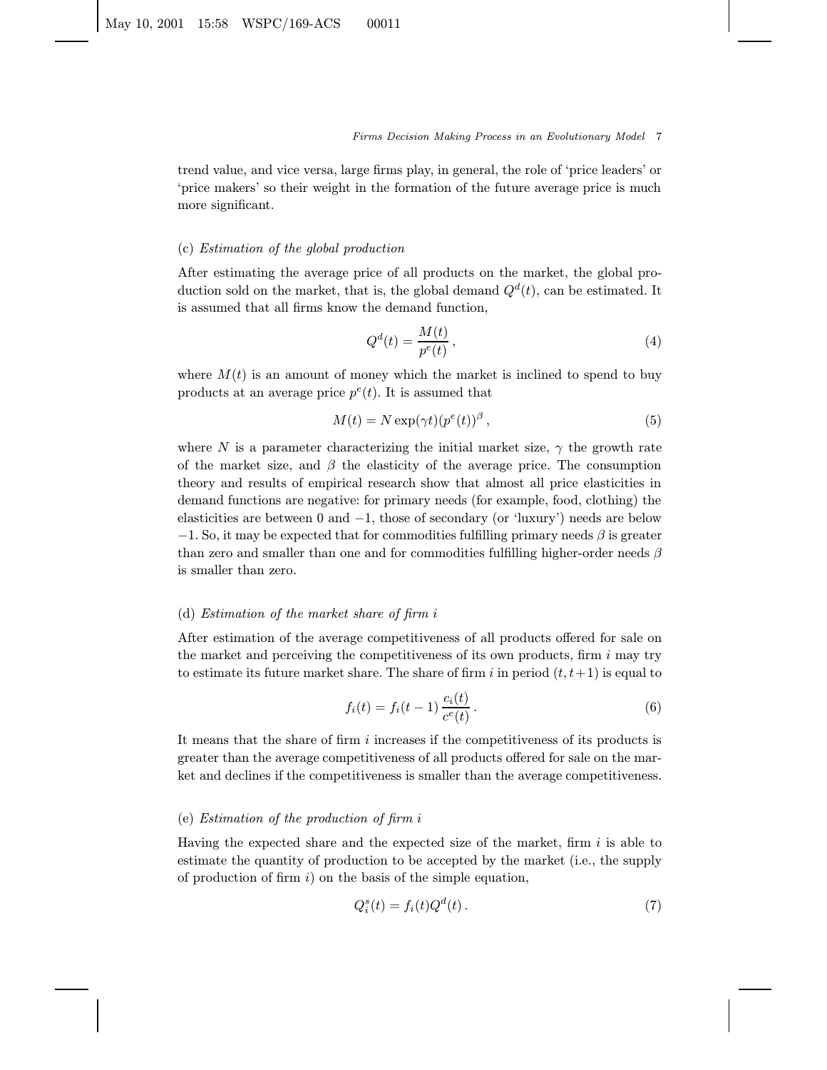trend value, and vice versa, large firms play, in general, the role of 'price leaders' or 'price makers' so their weight in the formation of the future average price is much more significant.

(c) *Estimation of the global production*

After estimating the average price of all products on the market, the global production sold on the market, that is, the global demand $Q^d(t)$, can be estimated. It is assumed that all firms know the demand function,

$$Q^d(t) = \frac{M(t)}{p^e(t)}\,, \tag{4}$$

where $M(t)$ is an amount of money which the market is inclined to spend to buy products at an average price $p^e(t)$. It is assumed that

$$M(t) = N \exp(\gamma t)(p^e(t))^{\beta}\,, \tag{5}$$

where $N$ is a parameter characterizing the initial market size, $\gamma$ the growth rate of the market size, and $\beta$ the elasticity of the average price. The consumption theory and results of empirical research show that almost all price elasticities in demand functions are negative: for primary needs (for example, food, clothing) the elasticities are between 0 and $-1$, those of secondary (or 'luxury') needs are below $-1$. So, it may be expected that for commodities fulfilling primary needs $\beta$ is greater than zero and smaller than one and for commodities fulfilling higher-order needs $\beta$ is smaller than zero.

(d) *Estimation of the market share of firm i*

After estimation of the average competitiveness of all products offered for sale on the market and perceiving the competitiveness of its own products, firm $i$ may try to estimate its future market share. The share of firm $i$ in period $(t, t+1)$ is equal to

$$f_i(t) = f_i(t-1)\,\frac{c_i(t)}{c^e(t)}\,. \tag{6}$$

It means that the share of firm $i$ increases if the competitiveness of its products is greater than the average competitiveness of all products offered for sale on the market and declines if the competitiveness is smaller than the average competitiveness.

(e) *Estimation of the production of firm i*

Having the expected share and the expected size of the market, firm $i$ is able to estimate the quantity of production to be accepted by the market (i.e., the supply of production of firm $i$) on the basis of the simple equation,

$$Q_i^s(t) = f_i(t) Q^d(t)\,. \tag{7}$$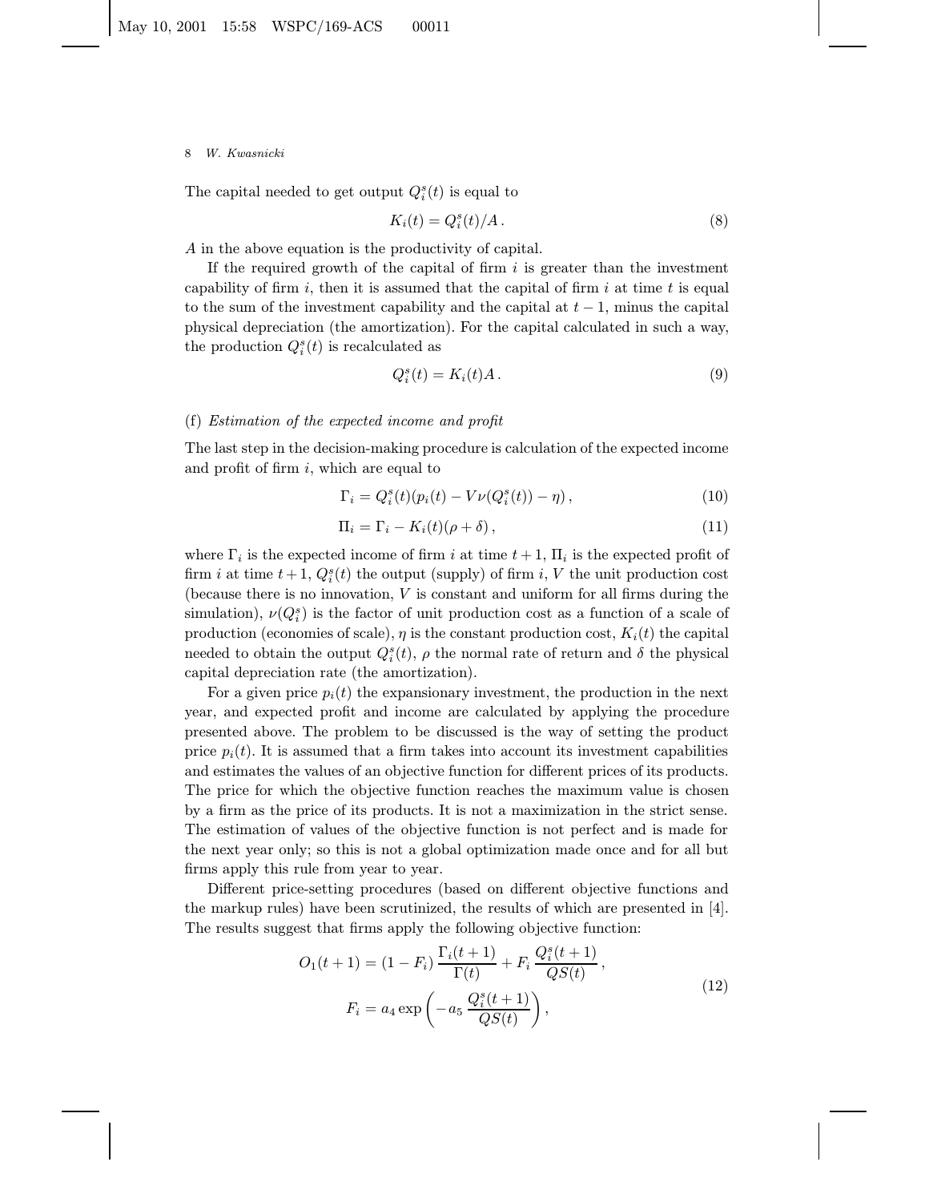The capital needed to get output $Q_i^s(t)$ is equal to

$$K_i(t) = Q_i^s(t)/A\,. \tag{8}$$

$A$ in the above equation is the productivity of capital.

If the required growth of the capital of firm $i$ is greater than the investment capability of firm $i$, then it is assumed that the capital of firm $i$ at time $t$ is equal to the sum of the investment capability and the capital at $t-1$, minus the capital physical depreciation (the amortization). For the capital calculated in such a way, the production $Q_i^s(t)$ is recalculated as

$$Q_i^s(t) = K_i(t)A\,. \tag{9}$$

(f) *Estimation of the expected income and profit*

The last step in the decision-making procedure is calculation of the expected income and profit of firm $i$, which are equal to

$$\Gamma_i = Q_i^s(t)(p_i(t) - V\nu(Q_i^s(t)) - \eta)\,, \tag{10}$$

$$\Pi_i = \Gamma_i - K_i(t)(\rho + \delta)\,, \tag{11}$$

where $\Gamma_i$ is the expected income of firm $i$ at time $t+1$, $\Pi_i$ is the expected profit of firm $i$ at time $t+1$, $Q_i^s(t)$ the output (supply) of firm $i$, $V$ the unit production cost (because there is no innovation, $V$ is constant and uniform for all firms during the simulation), $\nu(Q_i^s)$ is the factor of unit production cost as a function of a scale of production (economies of scale), $\eta$ is the constant production cost, $K_i(t)$ the capital needed to obtain the output $Q_i^s(t)$, $\rho$ the normal rate of return and $\delta$ the physical capital depreciation rate (the amortization).

For a given price $p_i(t)$ the expansionary investment, the production in the next year, and expected profit and income are calculated by applying the procedure presented above. The problem to be discussed is the way of setting the product price $p_i(t)$. It is assumed that a firm takes into account its investment capabilities and estimates the values of an objective function for different prices of its products. The price for which the objective function reaches the maximum value is chosen by a firm as the price of its products. It is not a maximization in the strict sense. The estimation of values of the objective function is not perfect and is made for the next year only; so this is not a global optimization made once and for all but firms apply this rule from year to year.

Different price-setting procedures (based on different objective functions and the markup rules) have been scrutinized, the results of which are presented in [4]. The results suggest that firms apply the following objective function:

$$\begin{gathered} O_1(t+1) = (1 - F_i)\,\frac{\Gamma_i(t+1)}{\Gamma(t)} + F_i\,\frac{Q_i^s(t+1)}{QS(t)}\,, \\ F_i = a_4 \exp\left(-a_5\,\frac{Q_i^s(t+1)}{QS(t)}\right), \end{gathered} \tag{12}$$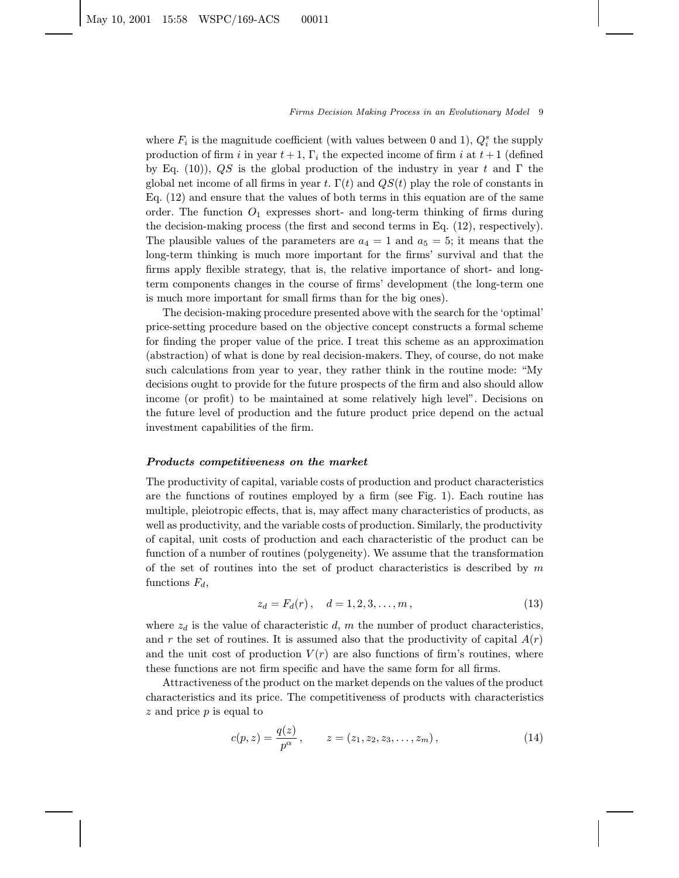where $F_i$ is the magnitude coefficient (with values between 0 and 1), $Q_i^s$ the supply production of firm $i$ in year $t+1$, $\Gamma_i$ the expected income of firm $i$ at $t+1$ (defined by Eq. (10)), $QS$ is the global production of the industry in year $t$ and $\Gamma$ the global net income of all firms in year $t$. $\Gamma(t)$ and $QS(t)$ play the role of constants in Eq. (12) and ensure that the values of both terms in this equation are of the same order. The function $O_1$ expresses short- and long-term thinking of firms during the decision-making process (the first and second terms in Eq. (12), respectively). The plausible values of the parameters are $a_4 = 1$ and $a_5 = 5$; it means that the long-term thinking is much more important for the firms' survival and that the firms apply flexible strategy, that is, the relative importance of short- and long-term components changes in the course of firms' development (the long-term one is much more important for small firms than for the big ones).

The decision-making procedure presented above with the search for the 'optimal' price-setting procedure based on the objective concept constructs a formal scheme for finding the proper value of the price. I treat this scheme as an approximation (abstraction) of what is done by real decision-makers. They, of course, do not make such calculations from year to year, they rather think in the routine mode: "My decisions ought to provide for the future prospects of the firm and also should allow income (or profit) to be maintained at some relatively high level". Decisions on the future level of production and the future product price depend on the actual investment capabilities of the firm.

***Products competitiveness on the market***

The productivity of capital, variable costs of production and product characteristics are the functions of routines employed by a firm (see Fig. 1). Each routine has multiple, pleiotropic effects, that is, may affect many characteristics of products, as well as productivity, and the variable costs of production. Similarly, the productivity of capital, unit costs of production and each characteristic of the product can be function of a number of routines (polygeneity). We assume that the transformation of the set of routines into the set of product characteristics is described by $m$ functions $F_d$,

$$z_d = F_d(r)\,, \quad d = 1, 2, 3, \ldots, m\,, \tag{13}$$

where $z_d$ is the value of characteristic $d$, $m$ the number of product characteristics, and $r$ the set of routines. It is assumed also that the productivity of capital $A(r)$ and the unit cost of production $V(r)$ are also functions of firm's routines, where these functions are not firm specific and have the same form for all firms.

Attractiveness of the product on the market depends on the values of the product characteristics and its price. The competitiveness of products with characteristics $z$ and price $p$ is equal to

$$c(p, z) = \frac{q(z)}{p^{\alpha}}\,, \qquad z = (z_1, z_2, z_3, \ldots, z_m)\,, \tag{14}$$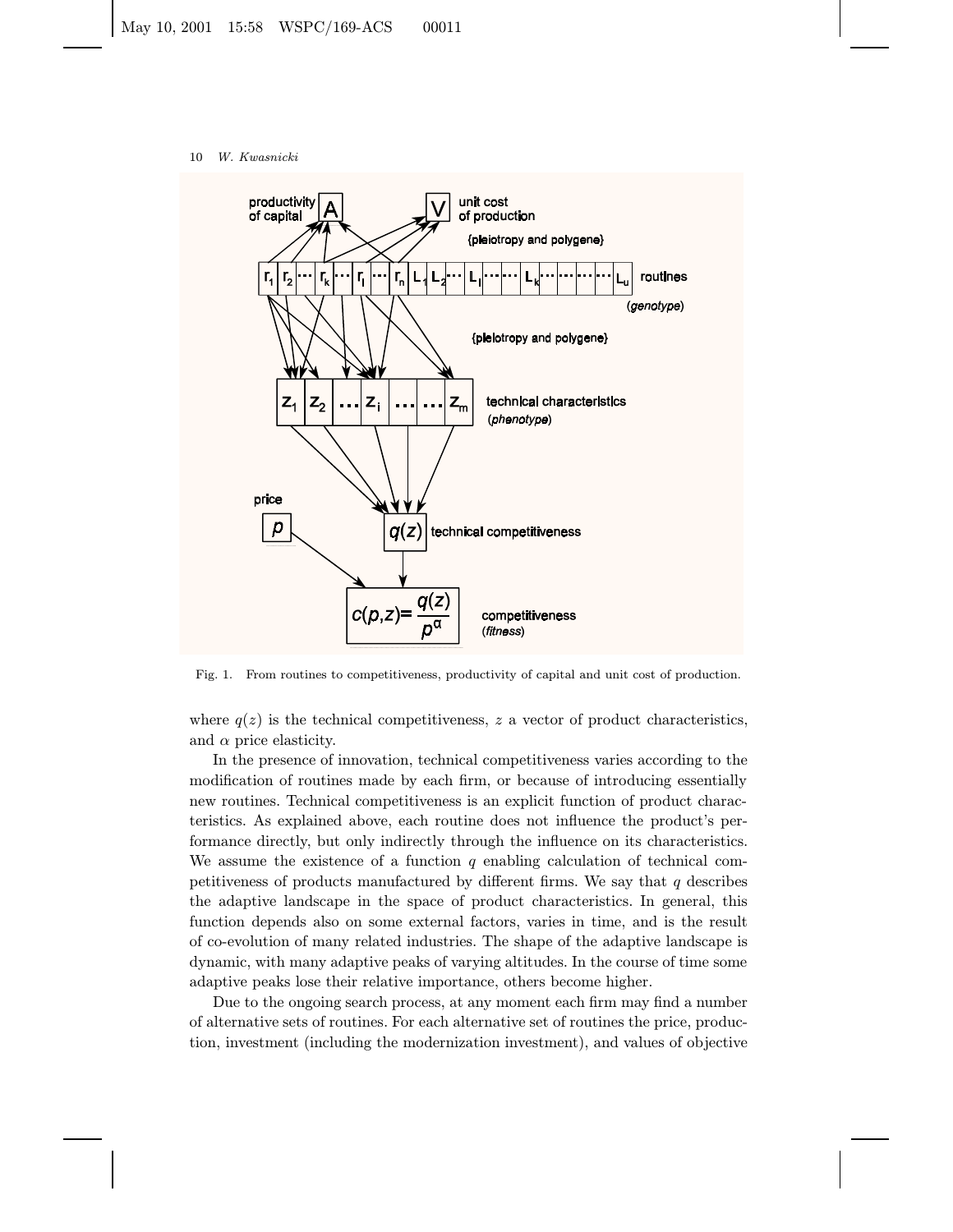Fig. 1. From routines to competitiveness, productivity of capital and unit cost of production.

where $q(z)$ is the technical competitiveness, $z$ a vector of product characteristics, and $\alpha$ price elasticity.

In the presence of innovation, technical competitiveness varies according to the modification of routines made by each firm, or because of introducing essentially new routines. Technical competitiveness is an explicit function of product characteristics. As explained above, each routine does not influence the product's performance directly, but only indirectly through the influence on its characteristics. We assume the existence of a function $q$ enabling calculation of technical competitiveness of products manufactured by different firms. We say that $q$ describes the adaptive landscape in the space of product characteristics. In general, this function depends also on some external factors, varies in time, and is the result of co-evolution of many related industries. The shape of the adaptive landscape is dynamic, with many adaptive peaks of varying altitudes. In the course of time some adaptive peaks lose their relative importance, others become higher.

Due to the ongoing search process, at any moment each firm may find a number of alternative sets of routines. For each alternative set of routines the price, production, investment (including the modernization investment), and values of objective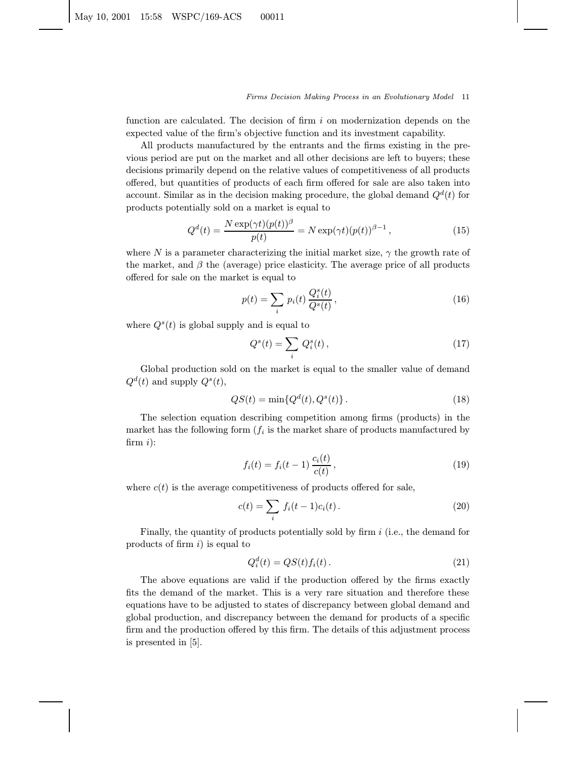function are calculated. The decision of firm $i$ on modernization depends on the expected value of the firm's objective function and its investment capability.

All products manufactured by the entrants and the firms existing in the previous period are put on the market and all other decisions are left to buyers; these decisions primarily depend on the relative values of competitiveness of all products offered, but quantities of products of each firm offered for sale are also taken into account. Similar as in the decision making procedure, the global demand $Q^d(t)$ for products potentially sold on a market is equal to

$$Q^d(t) = \frac{N \exp(\gamma t)(p(t))^{\beta}}{p(t)} = N \exp(\gamma t)(p(t))^{\beta - 1}\,, \tag{15}$$

where $N$ is a parameter characterizing the initial market size, $\gamma$ the growth rate of the market, and $\beta$ the (average) price elasticity. The average price of all products offered for sale on the market is equal to

$$p(t) = \sum_i p_i(t)\,\frac{Q_i^s(t)}{Q^s(t)}\,, \tag{16}$$

where $Q^s(t)$ is global supply and is equal to

$$Q^s(t) = \sum_i Q_i^s(t)\,, \tag{17}$$

Global production sold on the market is equal to the smaller value of demand $Q^d(t)$ and supply $Q^s(t)$,

$$QS(t) = \min\{Q^d(t), Q^s(t)\}\,. \tag{18}$$

The selection equation describing competition among firms (products) in the market has the following form ($f_i$ is the market share of products manufactured by firm $i$):

$$f_i(t) = f_i(t-1)\,\frac{c_i(t)}{c(t)}\,, \tag{19}$$

where $c(t)$ is the average competitiveness of products offered for sale,

$$c(t) = \sum_i f_i(t-1)c_i(t)\,. \tag{20}$$

Finally, the quantity of products potentially sold by firm $i$ (i.e., the demand for products of firm $i$) is equal to

$$Q_i^d(t) = QS(t)f_i(t)\,. \tag{21}$$

The above equations are valid if the production offered by the firms exactly fits the demand of the market. This is a very rare situation and therefore these equations have to be adjusted to states of discrepancy between global demand and global production, and discrepancy between the demand for products of a specific firm and the production offered by this firm. The details of this adjustment process is presented in [5].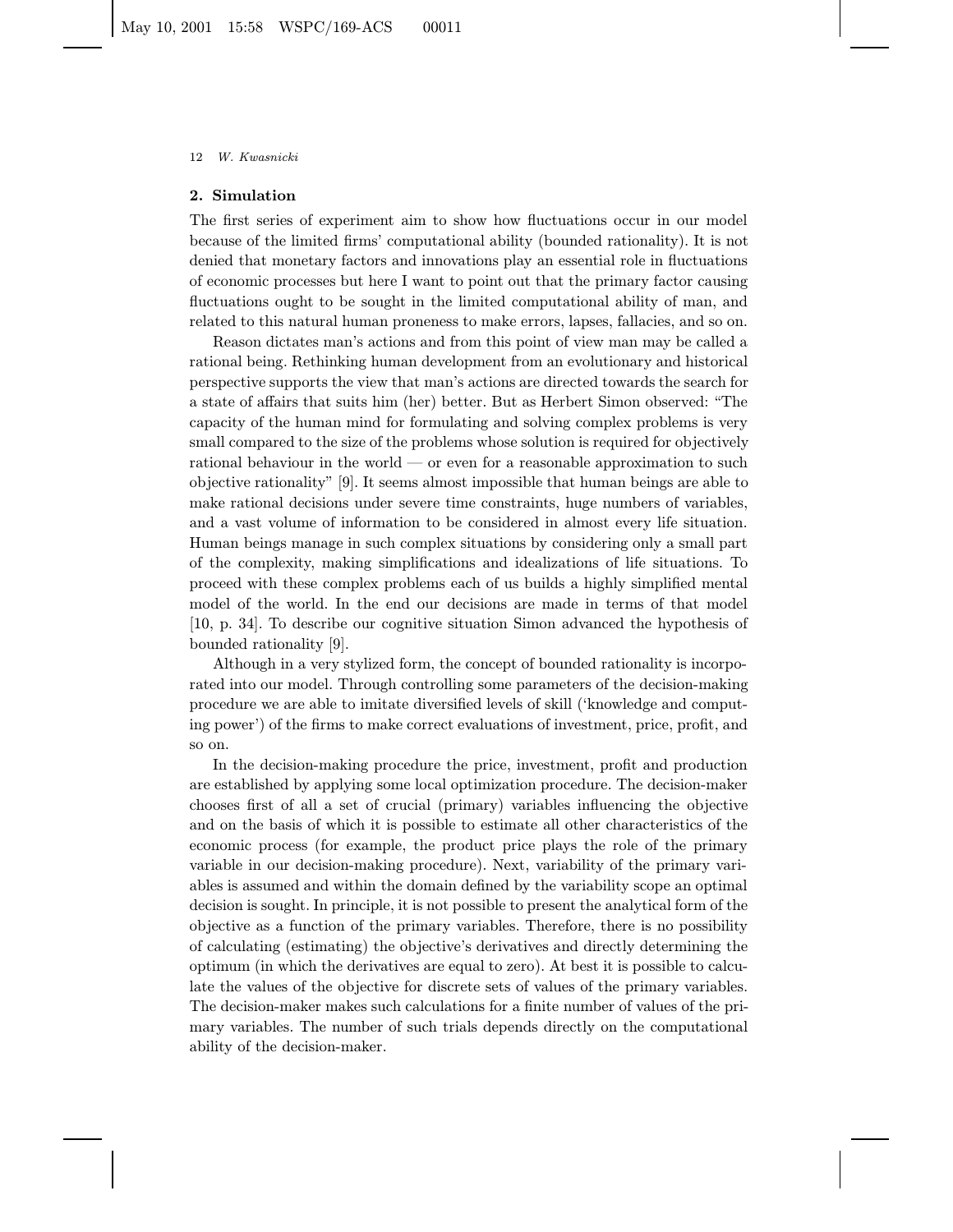## 2. Simulation

The first series of experiment aim to show how fluctuations occur in our model because of the limited firms' computational ability (bounded rationality). It is not denied that monetary factors and innovations play an essential role in fluctuations of economic processes but here I want to point out that the primary factor causing fluctuations ought to be sought in the limited computational ability of man, and related to this natural human proneness to make errors, lapses, fallacies, and so on.

Reason dictates man's actions and from this point of view man may be called a rational being. Rethinking human development from an evolutionary and historical perspective supports the view that man's actions are directed towards the search for a state of affairs that suits him (her) better. But as Herbert Simon observed: "The capacity of the human mind for formulating and solving complex problems is very small compared to the size of the problems whose solution is required for objectively rational behaviour in the world — or even for a reasonable approximation to such objective rationality" [9]. It seems almost impossible that human beings are able to make rational decisions under severe time constraints, huge numbers of variables, and a vast volume of information to be considered in almost every life situation. Human beings manage in such complex situations by considering only a small part of the complexity, making simplifications and idealizations of life situations. To proceed with these complex problems each of us builds a highly simplified mental model of the world. In the end our decisions are made in terms of that model [10, p. 34]. To describe our cognitive situation Simon advanced the hypothesis of bounded rationality [9].

Although in a very stylized form, the concept of bounded rationality is incorporated into our model. Through controlling some parameters of the decision-making procedure we are able to imitate diversified levels of skill ('knowledge and computing power') of the firms to make correct evaluations of investment, price, profit, and so on.

In the decision-making procedure the price, investment, profit and production are established by applying some local optimization procedure. The decision-maker chooses first of all a set of crucial (primary) variables influencing the objective and on the basis of which it is possible to estimate all other characteristics of the economic process (for example, the product price plays the role of the primary variable in our decision-making procedure). Next, variability of the primary variables is assumed and within the domain defined by the variability scope an optimal decision is sought. In principle, it is not possible to present the analytical form of the objective as a function of the primary variables. Therefore, there is no possibility of calculating (estimating) the objective's derivatives and directly determining the optimum (in which the derivatives are equal to zero). At best it is possible to calculate the values of the objective for discrete sets of values of the primary variables. The decision-maker makes such calculations for a finite number of values of the primary variables. The number of such trials depends directly on the computational ability of the decision-maker.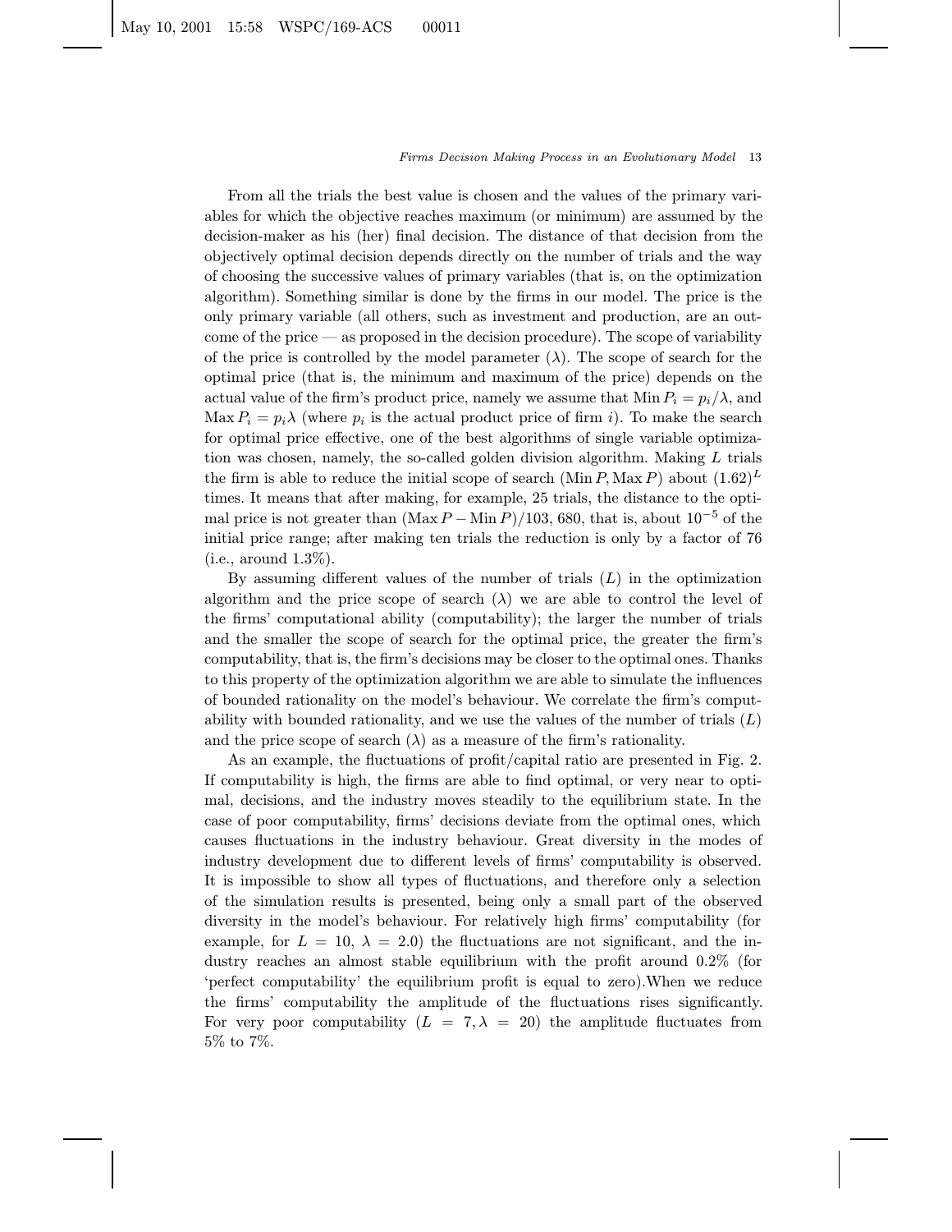From all the trials the best value is chosen and the values of the primary variables for which the objective reaches maximum (or minimum) are assumed by the decision-maker as his (her) final decision. The distance of that decision from the objectively optimal decision depends directly on the number of trials and the way of choosing the successive values of primary variables (that is, on the optimization algorithm). Something similar is done by the firms in our model. The price is the only primary variable (all others, such as investment and production, are an outcome of the price — as proposed in the decision procedure). The scope of variability of the price is controlled by the model parameter ($\lambda$). The scope of search for the optimal price (that is, the minimum and maximum of the price) depends on the actual value of the firm's product price, namely we assume that $\mathrm{Min}\, P_i = p_i/\lambda$, and $\mathrm{Max}\, P_i = p_i\lambda$ (where $p_i$ is the actual product price of firm $i$). To make the search for optimal price effective, one of the best algorithms of single variable optimization was chosen, namely, the so-called golden division algorithm. Making $L$ trials the firm is able to reduce the initial scope of search ($\mathrm{Min}\, P, \mathrm{Max}\, P$) about $(1.62)^L$ times. It means that after making, for example, 25 trials, the distance to the optimal price is not greater than $(\mathrm{Max}\, P - \mathrm{Min}\, P)/103,680$, that is, about $10^{-5}$ of the initial price range; after making ten trials the reduction is only by a factor of 76 (i.e., around 1.3%).

By assuming different values of the number of trials ($L$) in the optimization algorithm and the price scope of search ($\lambda$) we are able to control the level of the firms' computational ability (computability); the larger the number of trials and the smaller the scope of search for the optimal price, the greater the firm's computability, that is, the firm's decisions may be closer to the optimal ones. Thanks to this property of the optimization algorithm we are able to simulate the influences of bounded rationality on the model's behaviour. We correlate the firm's computability with bounded rationality, and we use the values of the number of trials ($L$) and the price scope of search ($\lambda$) as a measure of the firm's rationality.

As an example, the fluctuations of profit/capital ratio are presented in Fig. 2. If computability is high, the firms are able to find optimal, or very near to optimal, decisions, and the industry moves steadily to the equilibrium state. In the case of poor computability, firms' decisions deviate from the optimal ones, which causes fluctuations in the industry behaviour. Great diversity in the modes of industry development due to different levels of firms' computability is observed. It is impossible to show all types of fluctuations, and therefore only a selection of the simulation results is presented, being only a small part of the observed diversity in the model's behaviour. For relatively high firms' computability (for example, for $L = 10$, $\lambda = 2.0$) the fluctuations are not significant, and the industry reaches an almost stable equilibrium with the profit around 0.2% (for 'perfect computability' the equilibrium profit is equal to zero).When we reduce the firms' computability the amplitude of the fluctuations rises significantly. For very poor computability ($L = 7, \lambda = 20$) the amplitude fluctuates from 5% to 7%.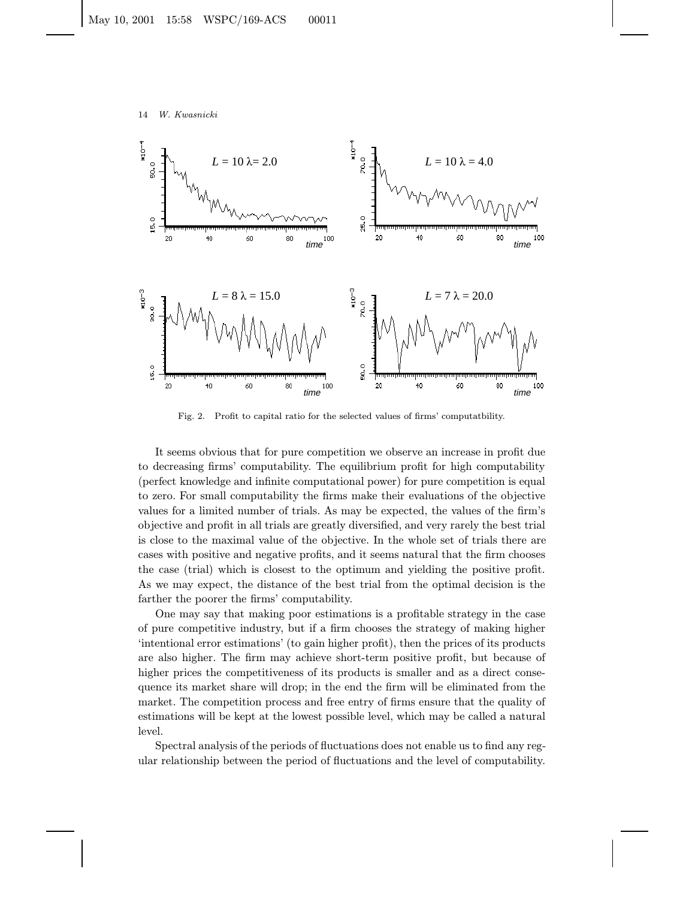Fig. 2. Profit to capital ratio for the selected values of firms' computatbility.

It seems obvious that for pure competition we observe an increase in profit due to decreasing firms' computability. The equilibrium profit for high computability (perfect knowledge and infinite computational power) for pure competition is equal to zero. For small computability the firms make their evaluations of the objective values for a limited number of trials. As may be expected, the values of the firm's objective and profit in all trials are greatly diversified, and very rarely the best trial is close to the maximal value of the objective. In the whole set of trials there are cases with positive and negative profits, and it seems natural that the firm chooses the case (trial) which is closest to the optimum and yielding the positive profit. As we may expect, the distance of the best trial from the optimal decision is the farther the poorer the firms' computability.

One may say that making poor estimations is a profitable strategy in the case of pure competitive industry, but if a firm chooses the strategy of making higher 'intentional error estimations' (to gain higher profit), then the prices of its products are also higher. The firm may achieve short-term positive profit, but because of higher prices the competitiveness of its products is smaller and as a direct consequence its market share will drop; in the end the firm will be eliminated from the market. The competition process and free entry of firms ensure that the quality of estimations will be kept at the lowest possible level, which may be called a natural level.

Spectral analysis of the periods of fluctuations does not enable us to find any regular relationship between the period of fluctuations and the level of computability.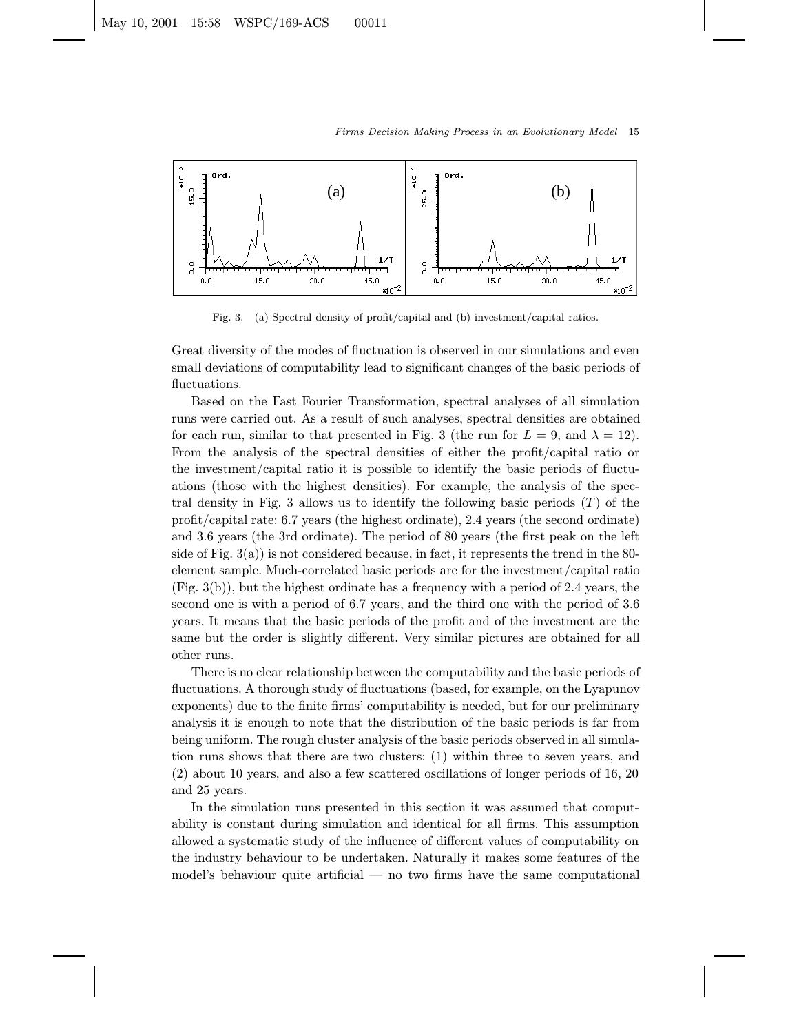Fig. 3. (a) Spectral density of profit/capital and (b) investment/capital ratios.

Great diversity of the modes of fluctuation is observed in our simulations and even small deviations of computability lead to significant changes of the basic periods of fluctuations.

Based on the Fast Fourier Transformation, spectral analyses of all simulation runs were carried out. As a result of such analyses, spectral densities are obtained for each run, similar to that presented in Fig. 3 (the run for $L = 9$, and $\lambda = 12$). From the analysis of the spectral densities of either the profit/capital ratio or the investment/capital ratio it is possible to identify the basic periods of fluctuations (those with the highest densities). For example, the analysis of the spectral density in Fig. 3 allows us to identify the following basic periods ($T$) of the profit/capital rate: 6.7 years (the highest ordinate), 2.4 years (the second ordinate) and 3.6 years (the 3rd ordinate). The period of 80 years (the first peak on the left side of Fig. 3(a)) is not considered because, in fact, it represents the trend in the 80-element sample. Much-correlated basic periods are for the investment/capital ratio (Fig. 3(b)), but the highest ordinate has a frequency with a period of 2.4 years, the second one is with a period of 6.7 years, and the third one with the period of 3.6 years. It means that the basic periods of the profit and of the investment are the same but the order is slightly different. Very similar pictures are obtained for all other runs.

There is no clear relationship between the computability and the basic periods of fluctuations. A thorough study of fluctuations (based, for example, on the Lyapunov exponents) due to the finite firms' computability is needed, but for our preliminary analysis it is enough to note that the distribution of the basic periods is far from being uniform. The rough cluster analysis of the basic periods observed in all simulation runs shows that there are two clusters: (1) within three to seven years, and (2) about 10 years, and also a few scattered oscillations of longer periods of 16, 20 and 25 years.

In the simulation runs presented in this section it was assumed that computability is constant during simulation and identical for all firms. This assumption allowed a systematic study of the influence of different values of computability on the industry behaviour to be undertaken. Naturally it makes some features of the model's behaviour quite artificial — no two firms have the same computational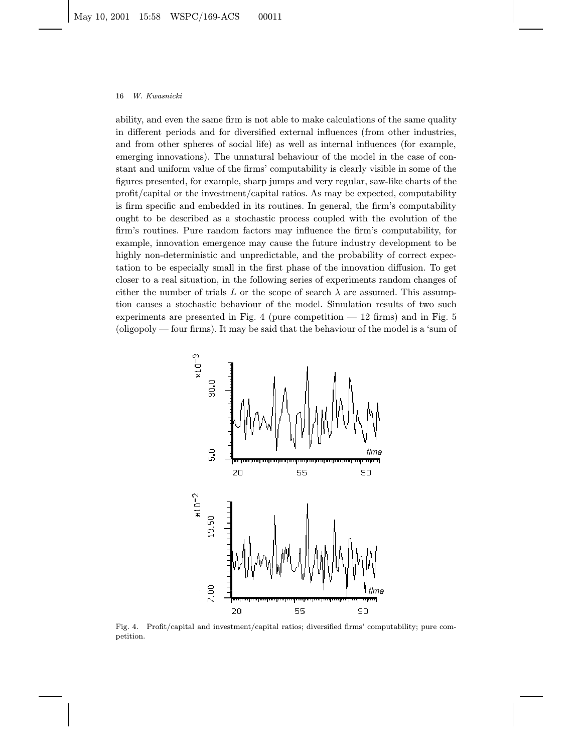ability, and even the same firm is not able to make calculations of the same quality in different periods and for diversified external influences (from other industries, and from other spheres of social life) as well as internal influences (for example, emerging innovations). The unnatural behaviour of the model in the case of constant and uniform value of the firms' computability is clearly visible in some of the figures presented, for example, sharp jumps and very regular, saw-like charts of the profit/capital or the investment/capital ratios. As may be expected, computability is firm specific and embedded in its routines. In general, the firm's computability ought to be described as a stochastic process coupled with the evolution of the firm's routines. Pure random factors may influence the firm's computability, for example, innovation emergence may cause the future industry development to be highly non-deterministic and unpredictable, and the probability of correct expectation to be especially small in the first phase of the innovation diffusion. To get closer to a real situation, in the following series of experiments random changes of either the number of trials $L$ or the scope of search $\lambda$ are assumed. This assumption causes a stochastic behaviour of the model. Simulation results of two such experiments are presented in Fig. 4 (pure competition — 12 firms) and in Fig. 5 (oligopoly — four firms). It may be said that the behaviour of the model is a 'sum of

Fig. 4. Profit/capital and investment/capital ratios; diversified firms' computability; pure competition.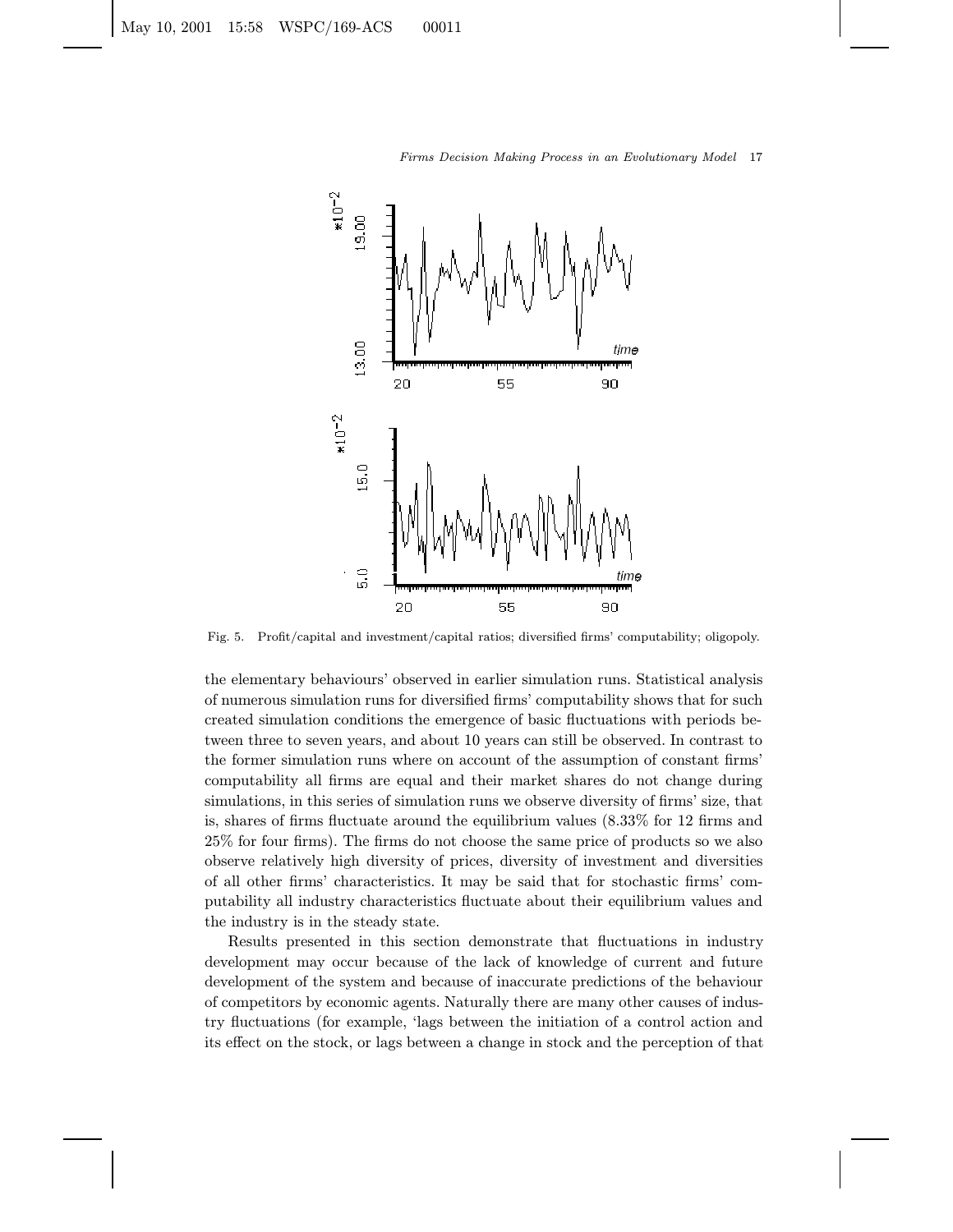Fig. 5. Profit/capital and investment/capital ratios; diversified firms' computability; oligopoly.

the elementary behaviours' observed in earlier simulation runs. Statistical analysis of numerous simulation runs for diversified firms' computability shows that for such created simulation conditions the emergence of basic fluctuations with periods between three to seven years, and about 10 years can still be observed. In contrast to the former simulation runs where on account of the assumption of constant firms' computability all firms are equal and their market shares do not change during simulations, in this series of simulation runs we observe diversity of firms' size, that is, shares of firms fluctuate around the equilibrium values (8.33% for 12 firms and 25% for four firms). The firms do not choose the same price of products so we also observe relatively high diversity of prices, diversity of investment and diversities of all other firms' characteristics. It may be said that for stochastic firms' computability all industry characteristics fluctuate about their equilibrium values and the industry is in the steady state.

Results presented in this section demonstrate that fluctuations in industry development may occur because of the lack of knowledge of current and future development of the system and because of inaccurate predictions of the behaviour of competitors by economic agents. Naturally there are many other causes of industry fluctuations (for example, 'lags between the initiation of a control action and its effect on the stock, or lags between a change in stock and the perception of that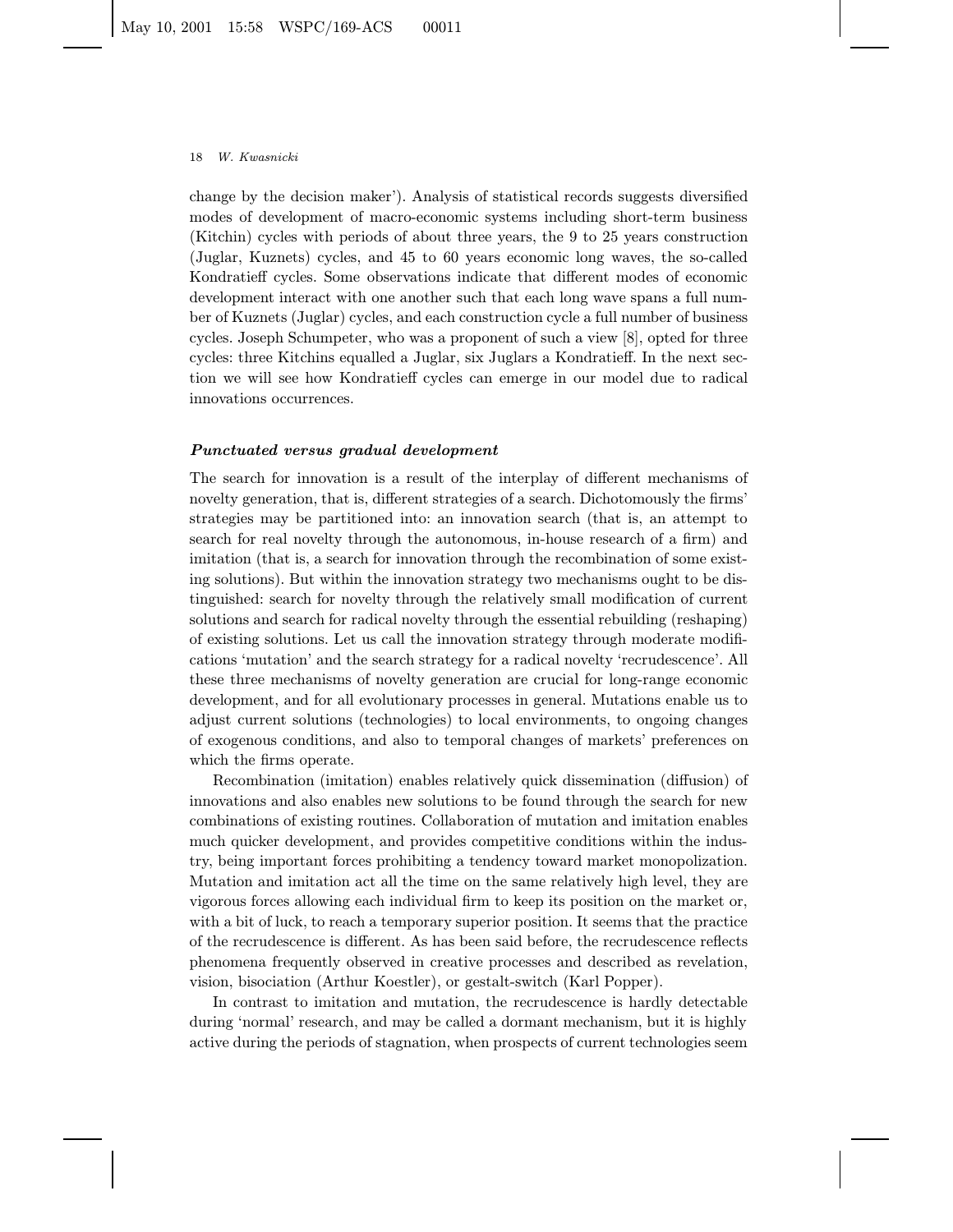change by the decision maker'). Analysis of statistical records suggests diversified modes of development of macro-economic systems including short-term business (Kitchin) cycles with periods of about three years, the 9 to 25 years construction (Juglar, Kuznets) cycles, and 45 to 60 years economic long waves, the so-called Kondratieff cycles. Some observations indicate that different modes of economic development interact with one another such that each long wave spans a full number of Kuznets (Juglar) cycles, and each construction cycle a full number of business cycles. Joseph Schumpeter, who was a proponent of such a view [8], opted for three cycles: three Kitchins equalled a Juglar, six Juglars a Kondratieff. In the next section we will see how Kondratieff cycles can emerge in our model due to radical innovations occurrences.

### *Punctuated versus gradual development*

The search for innovation is a result of the interplay of different mechanisms of novelty generation, that is, different strategies of a search. Dichotomously the firms' strategies may be partitioned into: an innovation search (that is, an attempt to search for real novelty through the autonomous, in-house research of a firm) and imitation (that is, a search for innovation through the recombination of some existing solutions). But within the innovation strategy two mechanisms ought to be distinguished: search for novelty through the relatively small modification of current solutions and search for radical novelty through the essential rebuilding (reshaping) of existing solutions. Let us call the innovation strategy through moderate modifications 'mutation' and the search strategy for a radical novelty 'recrudescence'. All these three mechanisms of novelty generation are crucial for long-range economic development, and for all evolutionary processes in general. Mutations enable us to adjust current solutions (technologies) to local environments, to ongoing changes of exogenous conditions, and also to temporal changes of markets' preferences on which the firms operate.

Recombination (imitation) enables relatively quick dissemination (diffusion) of innovations and also enables new solutions to be found through the search for new combinations of existing routines. Collaboration of mutation and imitation enables much quicker development, and provides competitive conditions within the industry, being important forces prohibiting a tendency toward market monopolization. Mutation and imitation act all the time on the same relatively high level, they are vigorous forces allowing each individual firm to keep its position on the market or, with a bit of luck, to reach a temporary superior position. It seems that the practice of the recrudescence is different. As has been said before, the recrudescence reflects phenomena frequently observed in creative processes and described as revelation, vision, bisociation (Arthur Koestler), or gestalt-switch (Karl Popper).

In contrast to imitation and mutation, the recrudescence is hardly detectable during 'normal' research, and may be called a dormant mechanism, but it is highly active during the periods of stagnation, when prospects of current technologies seem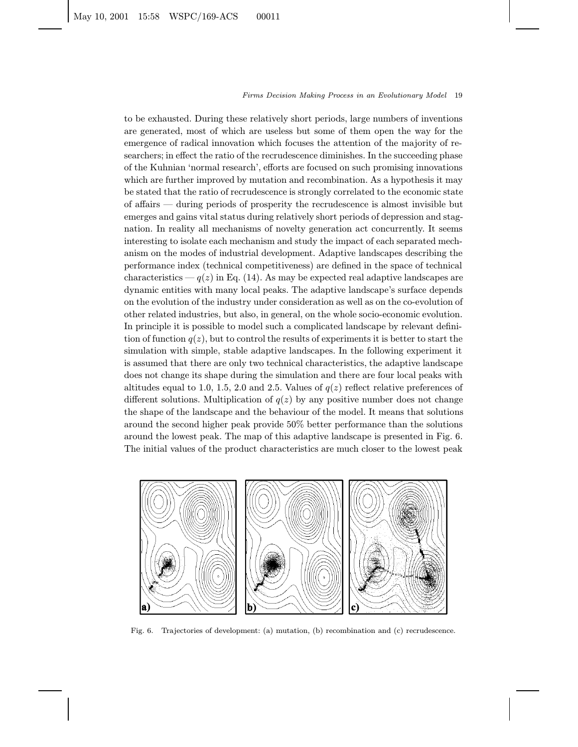to be exhausted. During these relatively short periods, large numbers of inventions are generated, most of which are useless but some of them open the way for the emergence of radical innovation which focuses the attention of the majority of researchers; in effect the ratio of the recrudescence diminishes. In the succeeding phase of the Kuhnian 'normal research', efforts are focused on such promising innovations which are further improved by mutation and recombination. As a hypothesis it may be stated that the ratio of recrudescence is strongly correlated to the economic state of affairs — during periods of prosperity the recrudescence is almost invisible but emerges and gains vital status during relatively short periods of depression and stagnation. In reality all mechanisms of novelty generation act concurrently. It seems interesting to isolate each mechanism and study the impact of each separated mechanism on the modes of industrial development. Adaptive landscapes describing the performance index (technical competitiveness) are defined in the space of technical characteristics — $q(z)$ in Eq. (14). As may be expected real adaptive landscapes are dynamic entities with many local peaks. The adaptive landscape's surface depends on the evolution of the industry under consideration as well as on the co-evolution of other related industries, but also, in general, on the whole socio-economic evolution. In principle it is possible to model such a complicated landscape by relevant definition of function $q(z)$, but to control the results of experiments it is better to start the simulation with simple, stable adaptive landscapes. In the following experiment it is assumed that there are only two technical characteristics, the adaptive landscape does not change its shape during the simulation and there are four local peaks with altitudes equal to 1.0, 1.5, 2.0 and 2.5. Values of $q(z)$ reflect relative preferences of different solutions. Multiplication of $q(z)$ by any positive number does not change the shape of the landscape and the behaviour of the model. It means that solutions around the second higher peak provide 50% better performance than the solutions around the lowest peak. The map of this adaptive landscape is presented in Fig. 6. The initial values of the product characteristics are much closer to the lowest peak

a)

b)

c)

Fig. 6. Trajectories of development: (a) mutation, (b) recombination and (c) recrudescence.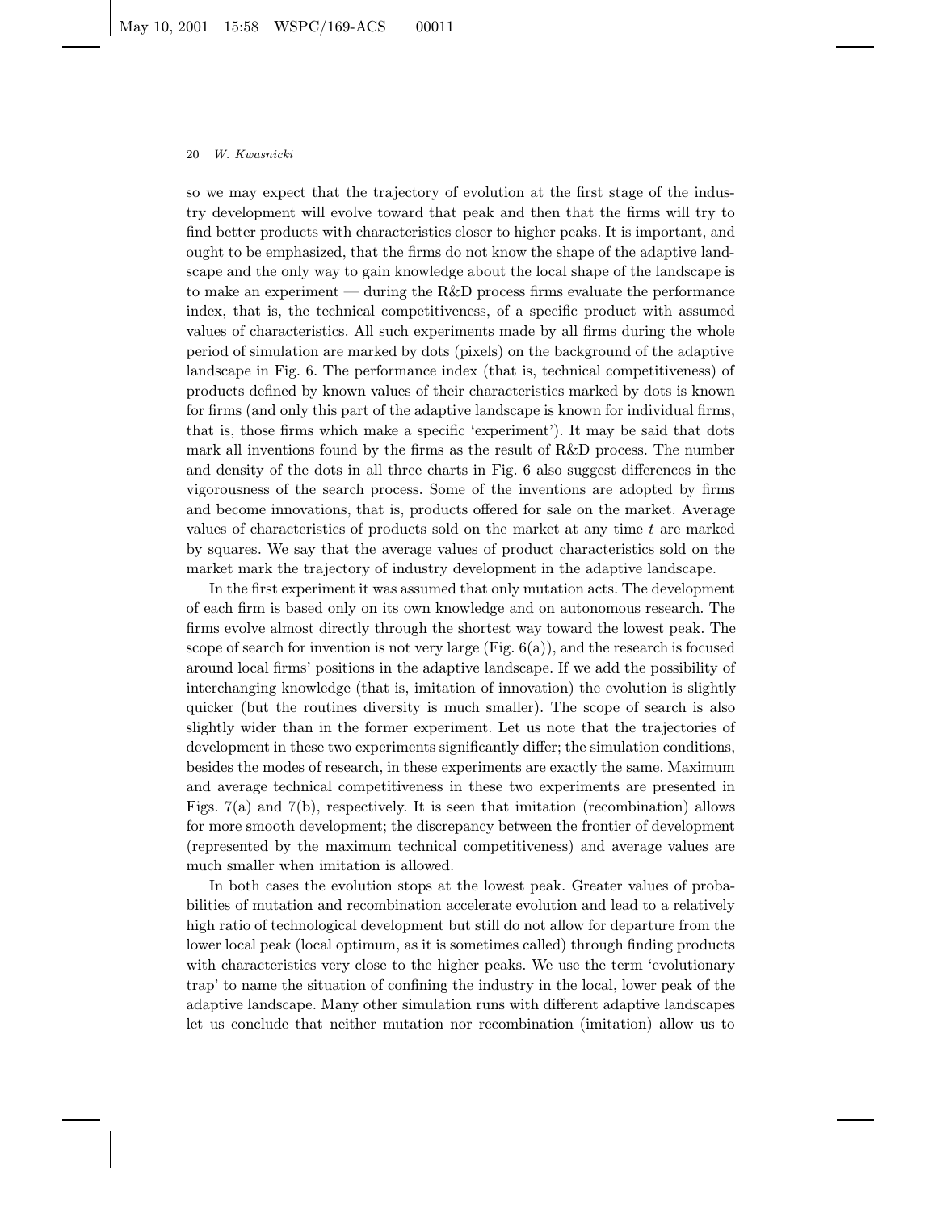so we may expect that the trajectory of evolution at the first stage of the industry development will evolve toward that peak and then that the firms will try to find better products with characteristics closer to higher peaks. It is important, and ought to be emphasized, that the firms do not know the shape of the adaptive landscape and the only way to gain knowledge about the local shape of the landscape is to make an experiment — during the R&D process firms evaluate the performance index, that is, the technical competitiveness, of a specific product with assumed values of characteristics. All such experiments made by all firms during the whole period of simulation are marked by dots (pixels) on the background of the adaptive landscape in Fig. 6. The performance index (that is, technical competitiveness) of products defined by known values of their characteristics marked by dots is known for firms (and only this part of the adaptive landscape is known for individual firms, that is, those firms which make a specific 'experiment'). It may be said that dots mark all inventions found by the firms as the result of R&D process. The number and density of the dots in all three charts in Fig. 6 also suggest differences in the vigorousness of the search process. Some of the inventions are adopted by firms and become innovations, that is, products offered for sale on the market. Average values of characteristics of products sold on the market at any time $t$ are marked by squares. We say that the average values of product characteristics sold on the market mark the trajectory of industry development in the adaptive landscape.

In the first experiment it was assumed that only mutation acts. The development of each firm is based only on its own knowledge and on autonomous research. The firms evolve almost directly through the shortest way toward the lowest peak. The scope of search for invention is not very large (Fig. 6(a)), and the research is focused around local firms' positions in the adaptive landscape. If we add the possibility of interchanging knowledge (that is, imitation of innovation) the evolution is slightly quicker (but the routines diversity is much smaller). The scope of search is also slightly wider than in the former experiment. Let us note that the trajectories of development in these two experiments significantly differ; the simulation conditions, besides the modes of research, in these experiments are exactly the same. Maximum and average technical competitiveness in these two experiments are presented in Figs. 7(a) and 7(b), respectively. It is seen that imitation (recombination) allows for more smooth development; the discrepancy between the frontier of development (represented by the maximum technical competitiveness) and average values are much smaller when imitation is allowed.

In both cases the evolution stops at the lowest peak. Greater values of probabilities of mutation and recombination accelerate evolution and lead to a relatively high ratio of technological development but still do not allow for departure from the lower local peak (local optimum, as it is sometimes called) through finding products with characteristics very close to the higher peaks. We use the term 'evolutionary trap' to name the situation of confining the industry in the local, lower peak of the adaptive landscape. Many other simulation runs with different adaptive landscapes let us conclude that neither mutation nor recombination (imitation) allow us to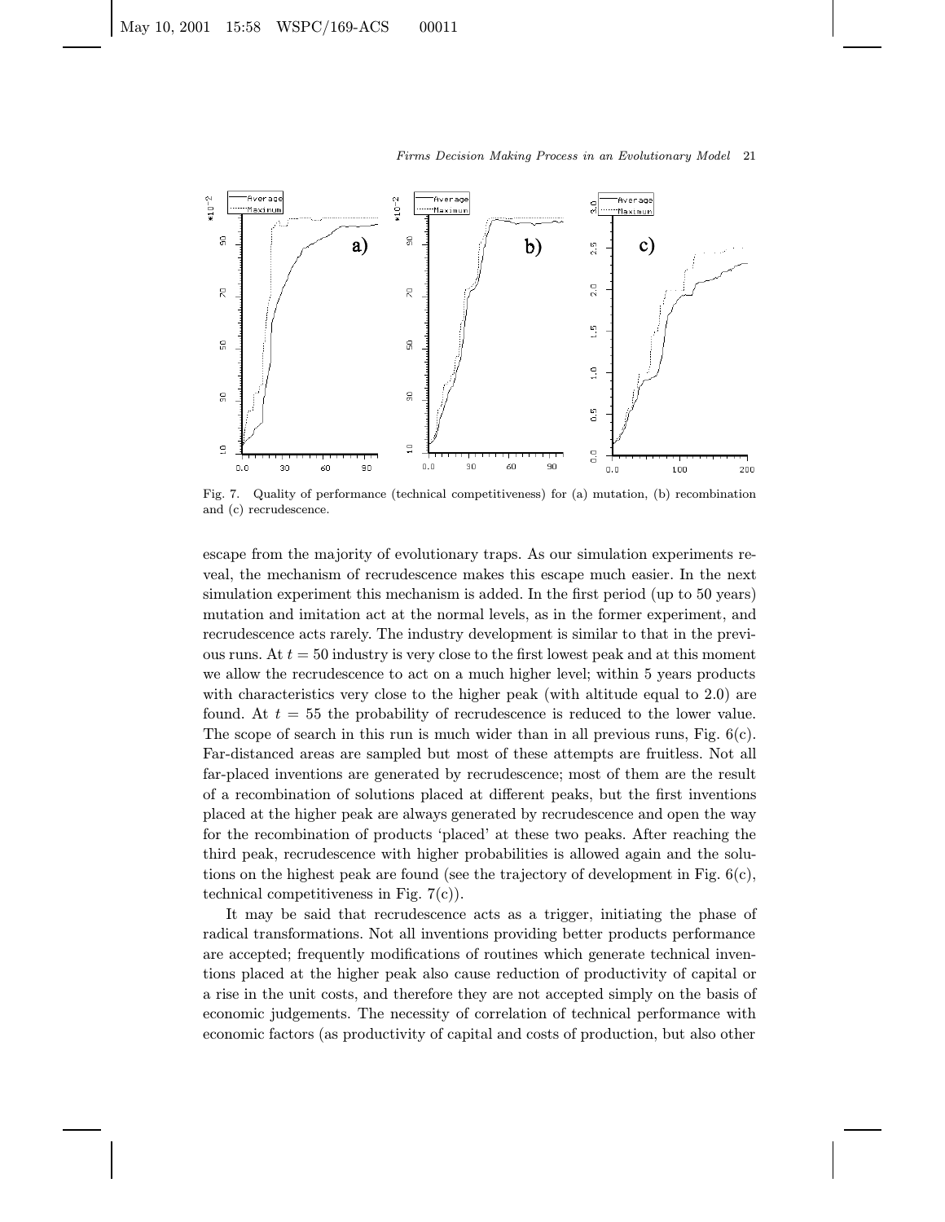Fig. 7. Quality of performance (technical competitiveness) for (a) mutation, (b) recombination and (c) recrudescence.

escape from the majority of evolutionary traps. As our simulation experiments reveal, the mechanism of recrudescence makes this escape much easier. In the next simulation experiment this mechanism is added. In the first period (up to 50 years) mutation and imitation act at the normal levels, as in the former experiment, and recrudescence acts rarely. The industry development is similar to that in the previous runs. At $t = 50$ industry is very close to the first lowest peak and at this moment we allow the recrudescence to act on a much higher level; within 5 years products with characteristics very close to the higher peak (with altitude equal to 2.0) are found. At $t = 55$ the probability of recrudescence is reduced to the lower value. The scope of search in this run is much wider than in all previous runs, Fig. 6(c). Far-distanced areas are sampled but most of these attempts are fruitless. Not all far-placed inventions are generated by recrudescence; most of them are the result of a recombination of solutions placed at different peaks, but the first inventions placed at the higher peak are always generated by recrudescence and open the way for the recombination of products 'placed' at these two peaks. After reaching the third peak, recrudescence with higher probabilities is allowed again and the solutions on the highest peak are found (see the trajectory of development in Fig. 6(c), technical competitiveness in Fig. 7(c)).

It may be said that recrudescence acts as a trigger, initiating the phase of radical transformations. Not all inventions providing better products performance are accepted; frequently modifications of routines which generate technical inventions placed at the higher peak also cause reduction of productivity of capital or a rise in the unit costs, and therefore they are not accepted simply on the basis of economic judgements. The necessity of correlation of technical performance with economic factors (as productivity of capital and costs of production, but also other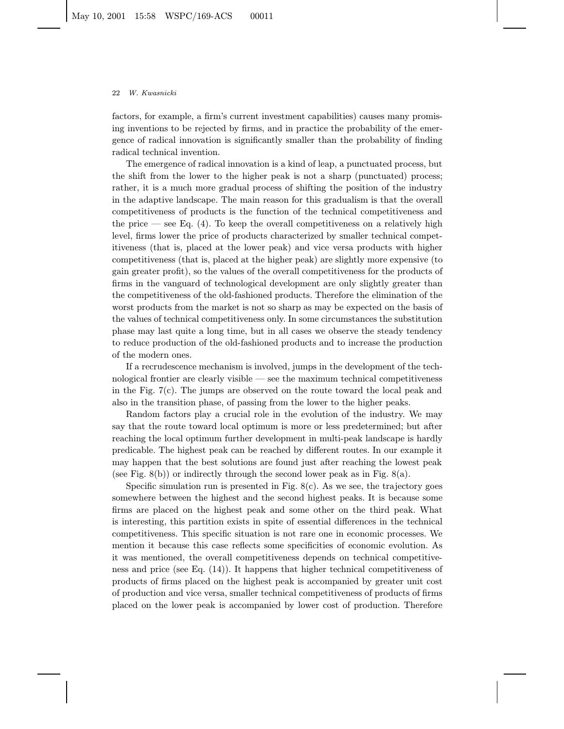factors, for example, a firm's current investment capabilities) causes many promising inventions to be rejected by firms, and in practice the probability of the emergence of radical innovation is significantly smaller than the probability of finding radical technical invention.

The emergence of radical innovation is a kind of leap, a punctuated process, but the shift from the lower to the higher peak is not a sharp (punctuated) process; rather, it is a much more gradual process of shifting the position of the industry in the adaptive landscape. The main reason for this gradualism is that the overall competitiveness of products is the function of the technical competitiveness and the price — see Eq. (4). To keep the overall competitiveness on a relatively high level, firms lower the price of products characterized by smaller technical competitiveness (that is, placed at the lower peak) and vice versa products with higher competitiveness (that is, placed at the higher peak) are slightly more expensive (to gain greater profit), so the values of the overall competitiveness for the products of firms in the vanguard of technological development are only slightly greater than the competitiveness of the old-fashioned products. Therefore the elimination of the worst products from the market is not so sharp as may be expected on the basis of the values of technical competitiveness only. In some circumstances the substitution phase may last quite a long time, but in all cases we observe the steady tendency to reduce production of the old-fashioned products and to increase the production of the modern ones.

If a recrudescence mechanism is involved, jumps in the development of the technological frontier are clearly visible — see the maximum technical competitiveness in the Fig. 7(c). The jumps are observed on the route toward the local peak and also in the transition phase, of passing from the lower to the higher peaks.

Random factors play a crucial role in the evolution of the industry. We may say that the route toward local optimum is more or less predetermined; but after reaching the local optimum further development in multi-peak landscape is hardly predicable. The highest peak can be reached by different routes. In our example it may happen that the best solutions are found just after reaching the lowest peak (see Fig. 8(b)) or indirectly through the second lower peak as in Fig. 8(a).

Specific simulation run is presented in Fig. 8(c). As we see, the trajectory goes somewhere between the highest and the second highest peaks. It is because some firms are placed on the highest peak and some other on the third peak. What is interesting, this partition exists in spite of essential differences in the technical competitiveness. This specific situation is not rare one in economic processes. We mention it because this case reflects some specificities of economic evolution. As it was mentioned, the overall competitiveness depends on technical competitiveness and price (see Eq. (14)). It happens that higher technical competitiveness of products of firms placed on the highest peak is accompanied by greater unit cost of production and vice versa, smaller technical competitiveness of products of firms placed on the lower peak is accompanied by lower cost of production. Therefore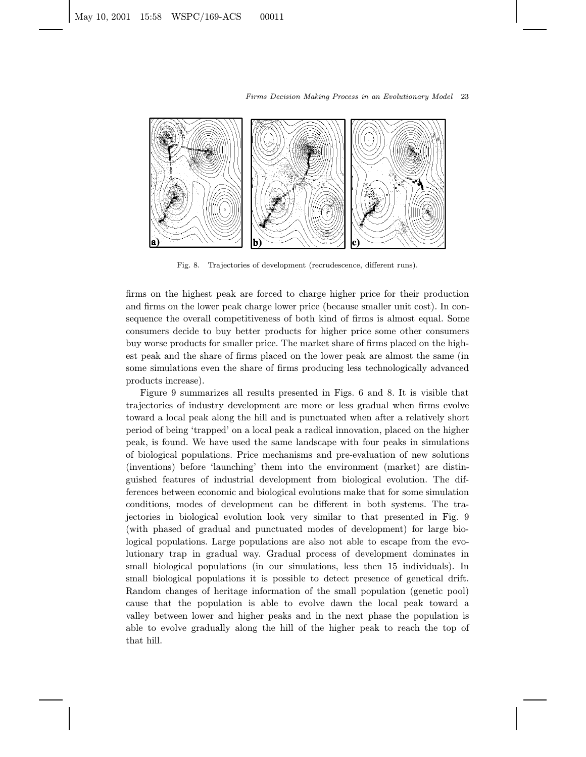Fig. 8. Trajectories of development (recrudescence, different runs).

firms on the highest peak are forced to charge higher price for their production and firms on the lower peak charge lower price (because smaller unit cost). In consequence the overall competitiveness of both kind of firms is almost equal. Some consumers decide to buy better products for higher price some other consumers buy worse products for smaller price. The market share of firms placed on the highest peak and the share of firms placed on the lower peak are almost the same (in some simulations even the share of firms producing less technologically advanced products increase).

Figure 9 summarizes all results presented in Figs. 6 and 8. It is visible that trajectories of industry development are more or less gradual when firms evolve toward a local peak along the hill and is punctuated when after a relatively short period of being 'trapped' on a local peak a radical innovation, placed on the higher peak, is found. We have used the same landscape with four peaks in simulations of biological populations. Price mechanisms and pre-evaluation of new solutions (inventions) before 'launching' them into the environment (market) are distinguished features of industrial development from biological evolution. The differences between economic and biological evolutions make that for some simulation conditions, modes of development can be different in both systems. The trajectories in biological evolution look very similar to that presented in Fig. 9 (with phased of gradual and punctuated modes of development) for large biological populations. Large populations are also not able to escape from the evolutionary trap in gradual way. Gradual process of development dominates in small biological populations (in our simulations, less then 15 individuals). In small biological populations it is possible to detect presence of genetical drift. Random changes of heritage information of the small population (genetic pool) cause that the population is able to evolve dawn the local peak toward a valley between lower and higher peaks and in the next phase the population is able to evolve gradually along the hill of the higher peak to reach the top of that hill.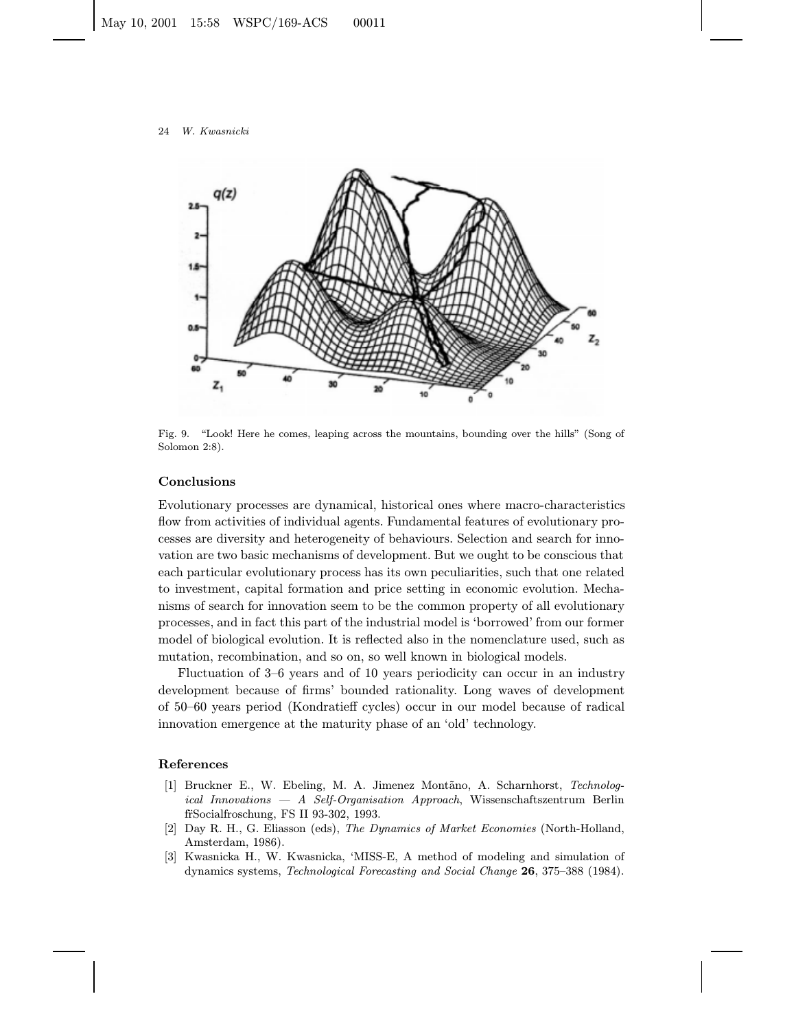Fig. 9. "Look! Here he comes, leaping across the mountains, bounding over the hills" (Song of Solomon 2:8).

## Conclusions

Evolutionary processes are dynamical, historical ones where macro-characteristics flow from activities of individual agents. Fundamental features of evolutionary processes are diversity and heterogeneity of behaviours. Selection and search for innovation are two basic mechanisms of development. But we ought to be conscious that each particular evolutionary process has its own peculiarities, such that one related to investment, capital formation and price setting in economic evolution. Mechanisms of search for innovation seem to be the common property of all evolutionary processes, and in fact this part of the industrial model is 'borrowed' from our former model of biological evolution. It is reflected also in the nomenclature used, such as mutation, recombination, and so on, so well known in biological models.

Fluctuation of 3–6 years and of 10 years periodicity can occur in an industry development because of firms' bounded rationality. Long waves of development of 50–60 years period (Kondratieff cycles) occur in our model because of radical innovation emergence at the maturity phase of an 'old' technology.

## References

[1] Bruckner E., W. Ebeling, M. A. Jimenez Montãno, A. Scharnhorst, *Technological Innovations — A Self-Organisation Approach*, Wissenschaftszentrum Berlin fŕSocialfroschung, FS II 93-302, 1993.

[2] Day R. H., G. Eliasson (eds), *The Dynamics of Market Economies* (North-Holland, Amsterdam, 1986).

[3] Kwasnicka H., W. Kwasnicka, 'MISS-E, A method of modeling and simulation of dynamics systems, *Technological Forecasting and Social Change* **26**, 375–388 (1984).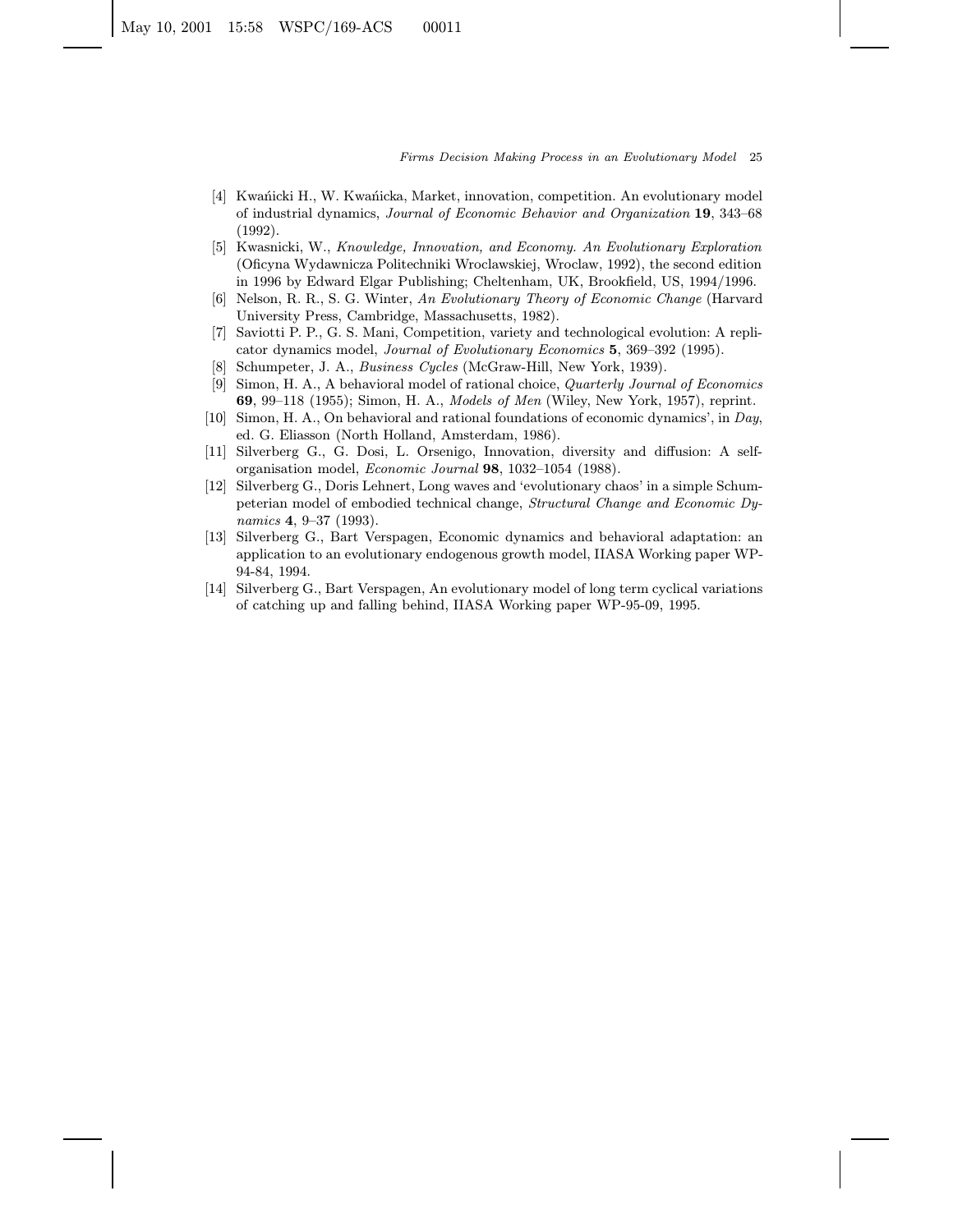[4] Kwańicki H., W. Kwańicka, Market, innovation, competition. An evolutionary model of industrial dynamics, *Journal of Economic Behavior and Organization* **19**, 343–68 (1992).

[5] Kwasnicki, W., *Knowledge, Innovation, and Economy. An Evolutionary Exploration* (Oficyna Wydawnicza Politechniki Wroclawskiej, Wroclaw, 1992), the second edition in 1996 by Edward Elgar Publishing; Cheltenham, UK, Brookfield, US, 1994/1996.

[6] Nelson, R. R., S. G. Winter, *An Evolutionary Theory of Economic Change* (Harvard University Press, Cambridge, Massachusetts, 1982).

[7] Saviotti P. P., G. S. Mani, Competition, variety and technological evolution: A replicator dynamics model, *Journal of Evolutionary Economics* **5**, 369–392 (1995).

[8] Schumpeter, J. A., *Business Cycles* (McGraw-Hill, New York, 1939).

[9] Simon, H. A., A behavioral model of rational choice, *Quarterly Journal of Economics* **69**, 99–118 (1955); Simon, H. A., *Models of Men* (Wiley, New York, 1957), reprint.

[10] Simon, H. A., On behavioral and rational foundations of economic dynamics', in *Day*, ed. G. Eliasson (North Holland, Amsterdam, 1986).

[11] Silverberg G., G. Dosi, L. Orsenigo, Innovation, diversity and diffusion: A self-organisation model, *Economic Journal* **98**, 1032–1054 (1988).

[12] Silverberg G., Doris Lehnert, Long waves and 'evolutionary chaos' in a simple Schumpeterian model of embodied technical change, *Structural Change and Economic Dynamics* **4**, 9–37 (1993).

[13] Silverberg G., Bart Verspagen, Economic dynamics and behavioral adaptation: an application to an evolutionary endogenous growth model, IIASA Working paper WP-94-84, 1994.

[14] Silverberg G., Bart Verspagen, An evolutionary model of long term cyclical variations of catching up and falling behind, IIASA Working paper WP-95-09, 1995.